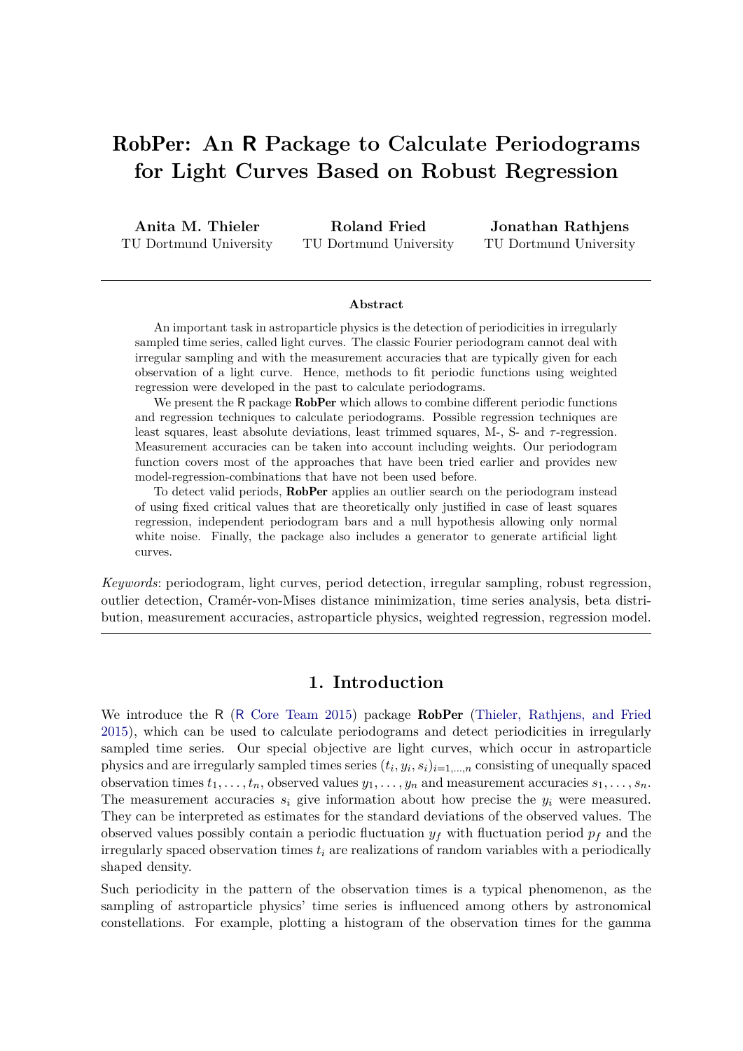# RobPer: An R Package to Calculate Periodograms for Light Curves Based on Robust Regression

**Anita M. Thieler**
TU Dortmund University

**Roland Fried**
TU Dortmund University

**Jonathan Rathjens**
TU Dortmund University

---

**Abstract**

An important task in astroparticle physics is the detection of periodicities in irregularly sampled time series, called light curves. The classic Fourier periodogram cannot deal with irregular sampling and with the measurement accuracies that are typically given for each observation of a light curve. Hence, methods to fit periodic functions using weighted regression were developed in the past to calculate periodograms.

We present the R package **RobPer** which allows to combine different periodic functions and regression techniques to calculate periodograms. Possible regression techniques are least squares, least absolute deviations, least trimmed squares, M-, S- and $\tau$-regression. Measurement accuracies can be taken into account including weights. Our periodogram function covers most of the approaches that have been tried earlier and provides new model-regression-combinations that have not been used before.

To detect valid periods, **RobPer** applies an outlier search on the periodogram instead of using fixed critical values that are theoretically only justified in case of least squares regression, independent periodogram bars and a null hypothesis allowing only normal white noise. Finally, the package also includes a generator to generate artificial light curves.

*Keywords*: periodogram, light curves, period detection, irregular sampling, robust regression, outlier detection, Cramér-von-Mises distance minimization, time series analysis, beta distribution, measurement accuracies, astroparticle physics, weighted regression, regression model.

---

## 1. Introduction

We introduce the R (R Core Team 2015) package **RobPer** (Thieler, Rathjens, and Fried 2015), which can be used to calculate periodograms and detect periodicities in irregularly sampled time series. Our special objective are light curves, which occur in astroparticle physics and are irregularly sampled times series $(t_i, y_i, s_i)_{i=1,\ldots,n}$ consisting of unequally spaced observation times $t_1, \ldots, t_n$, observed values $y_1, \ldots, y_n$ and measurement accuracies $s_1, \ldots, s_n$. The measurement accuracies $s_i$ give information about how precise the $y_i$ were measured. They can be interpreted as estimates for the standard deviations of the observed values. The observed values possibly contain a periodic fluctuation $y_f$ with fluctuation period $p_f$ and the irregularly spaced observation times $t_i$ are realizations of random variables with a periodically shaped density.

Such periodicity in the pattern of the observation times is a typical phenomenon, as the sampling of astroparticle physics' time series is influenced among others by astronomical constellations. For example, plotting a histogram of the observation times for the gamma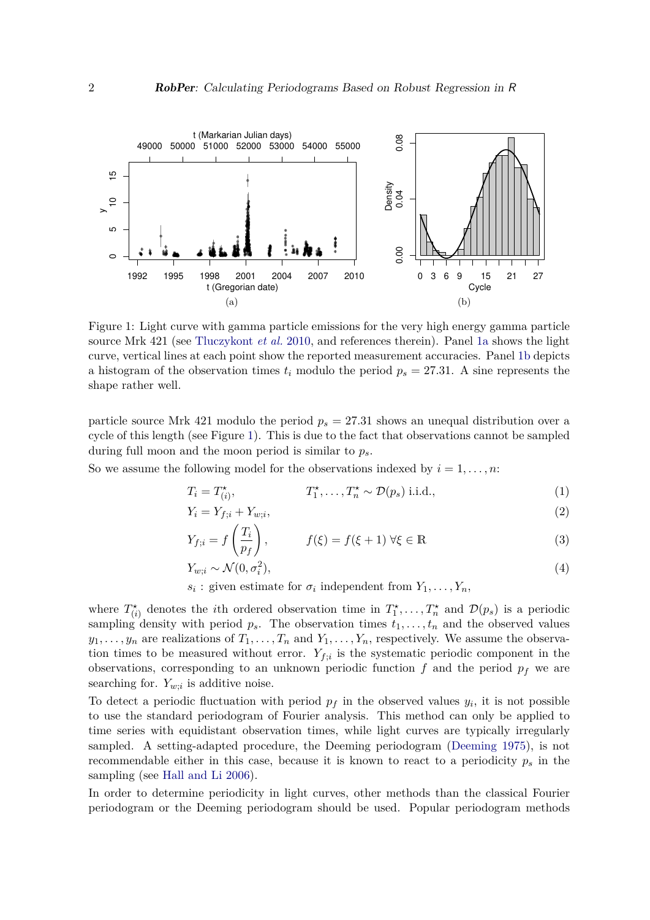Figure 1: Light curve with gamma particle emissions for the very high energy gamma particle source Mrk 421 (see Tluczykont *et al.* 2010, and references therein). Panel 1a shows the light curve, vertical lines at each point show the reported measurement accuracies. Panel 1b depicts a histogram of the observation times $t_i$ modulo the period $p_s = 27.31$. A sine represents the shape rather well.

particle source Mrk 421 modulo the period $p_s = 27.31$ shows an unequal distribution over a cycle of this length (see Figure 1). This is due to the fact that observations cannot be sampled during full moon and the moon period is similar to $p_s$.

So we assume the following model for the observations indexed by $i = 1, \ldots, n$:

$$T_i = T^\star_{(i)}, \qquad T^\star_1, \ldots, T^\star_n \sim \mathcal{D}(p_s) \text{ i.i.d.}, \tag{1}$$

$$Y_i = Y_{f;i} + Y_{w;i}, \tag{2}$$

$$Y_{f;i} = f\left(\frac{T_i}{p_f}\right), \qquad f(\xi) = f(\xi + 1)\ \forall \xi \in \mathbb{R} \tag{3}$$

$$Y_{w;i} \sim \mathcal{N}(0, \sigma_i^2), \tag{4}$$

$$s_i : \text{given estimate for } \sigma_i \text{ independent from } Y_1, \ldots, Y_n,$$

where $T^\star_{(i)}$ denotes the $i$th ordered observation time in $T^\star_1, \ldots, T^\star_n$ and $\mathcal{D}(p_s)$ is a periodic sampling density with period $p_s$. The observation times $t_1, \ldots, t_n$ and the observed values $y_1, \ldots, y_n$ are realizations of $T_1, \ldots, T_n$ and $Y_1, \ldots, Y_n$, respectively. We assume the observation times to be measured without error. $Y_{f;i}$ is the systematic periodic component in the observations, corresponding to an unknown periodic function $f$ and the period $p_f$ we are searching for. $Y_{w;i}$ is additive noise.

To detect a periodic fluctuation with period $p_f$ in the observed values $y_i$, it is not possible to use the standard periodogram of Fourier analysis. This method can only be applied to time series with equidistant observation times, while light curves are typically irregularly sampled. A setting-adapted procedure, the Deeming periodogram (Deeming 1975), is not recommendable either in this case, because it is known to react to a periodicity $p_s$ in the sampling (see Hall and Li 2006).

In order to determine periodicity in light curves, other methods than the classical Fourier periodogram or the Deeming periodogram should be used. Popular periodogram methods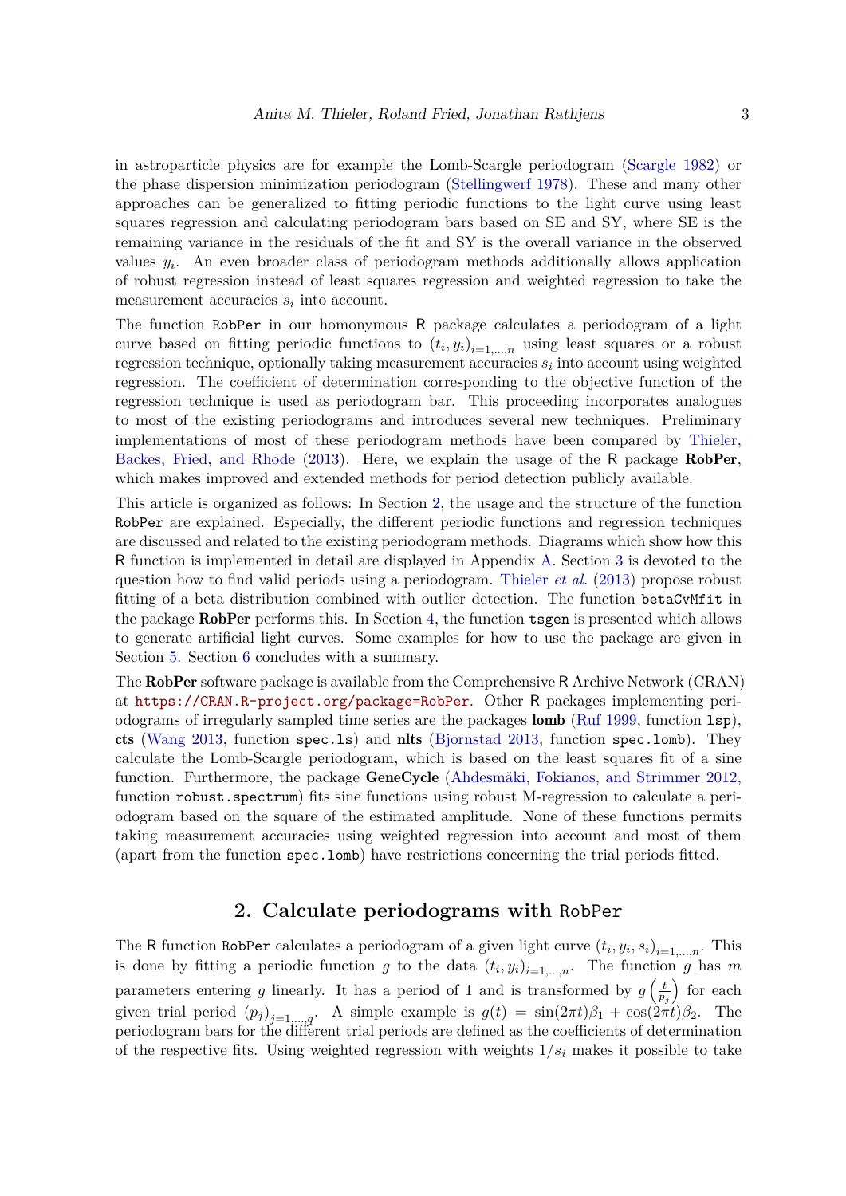in astroparticle physics are for example the Lomb-Scargle periodogram (Scargle 1982) or the phase dispersion minimization periodogram (Stellingwerf 1978). These and many other approaches can be generalized to fitting periodic functions to the light curve using least squares regression and calculating periodogram bars based on SE and SY, where SE is the remaining variance in the residuals of the fit and SY is the overall variance in the observed values $y_i$. An even broader class of periodogram methods additionally allows application of robust regression instead of least squares regression and weighted regression to take the measurement accuracies $s_i$ into account.

The function `RobPer` in our homonymous R package calculates a periodogram of a light curve based on fitting periodic functions to $(t_i, y_i)_{i=1,\ldots,n}$ using least squares or a robust regression technique, optionally taking measurement accuracies $s_i$ into account using weighted regression. The coefficient of determination corresponding to the objective function of the regression technique is used as periodogram bar. This proceeding incorporates analogues to most of the existing periodograms and introduces several new techniques. Preliminary implementations of most of these periodogram methods have been compared by Thieler, Backes, Fried, and Rhode (2013). Here, we explain the usage of the R package **RobPer**, which makes improved and extended methods for period detection publicly available.

This article is organized as follows: In Section 2, the usage and the structure of the function `RobPer` are explained. Especially, the different periodic functions and regression techniques are discussed and related to the existing periodogram methods. Diagrams which show how this R function is implemented in detail are displayed in Appendix A. Section 3 is devoted to the question how to find valid periods using a periodogram. Thieler *et al.* (2013) propose robust fitting of a beta distribution combined with outlier detection. The function `betaCvMfit` in the package **RobPer** performs this. In Section 4, the function `tsgen` is presented which allows to generate artificial light curves. Some examples for how to use the package are given in Section 5. Section 6 concludes with a summary.

The **RobPer** software package is available from the Comprehensive R Archive Network (CRAN) at https://CRAN.R-project.org/package=RobPer. Other R packages implementing periodograms of irregularly sampled time series are the packages **lomb** (Ruf 1999, function `lsp`), **cts** (Wang 2013, function `spec.ls`) and **nlts** (Bjornstad 2013, function `spec.lomb`). They calculate the Lomb-Scargle periodogram, which is based on the least squares fit of a sine function. Furthermore, the package **GeneCycle** (Ahdesmäki, Fokianos, and Strimmer 2012, function `robust.spectrum`) fits sine functions using robust M-regression to calculate a periodogram based on the square of the estimated amplitude. None of these functions permits taking measurement accuracies using weighted regression into account and most of them (apart from the function `spec.lomb`) have restrictions concerning the trial periods fitted.

## 2. Calculate periodograms with `RobPer`

The R function `RobPer` calculates a periodogram of a given light curve $(t_i, y_i, s_i)_{i=1,\ldots,n}$. This is done by fitting a periodic function $g$ to the data $(t_i, y_i)_{i=1,\ldots,n}$. The function $g$ has $m$ parameters entering $g$ linearly. It has a period of 1 and is transformed by $g\left(\frac{t}{p_j}\right)$ for each given trial period $(p_j)_{j=1,\ldots,q}$. A simple example is $g(t) = \sin(2\pi t)\beta_1 + \cos(2\pi t)\beta_2$. The periodogram bars for the different trial periods are defined as the coefficients of determination of the respective fits. Using weighted regression with weights $1/s_i$ makes it possible to take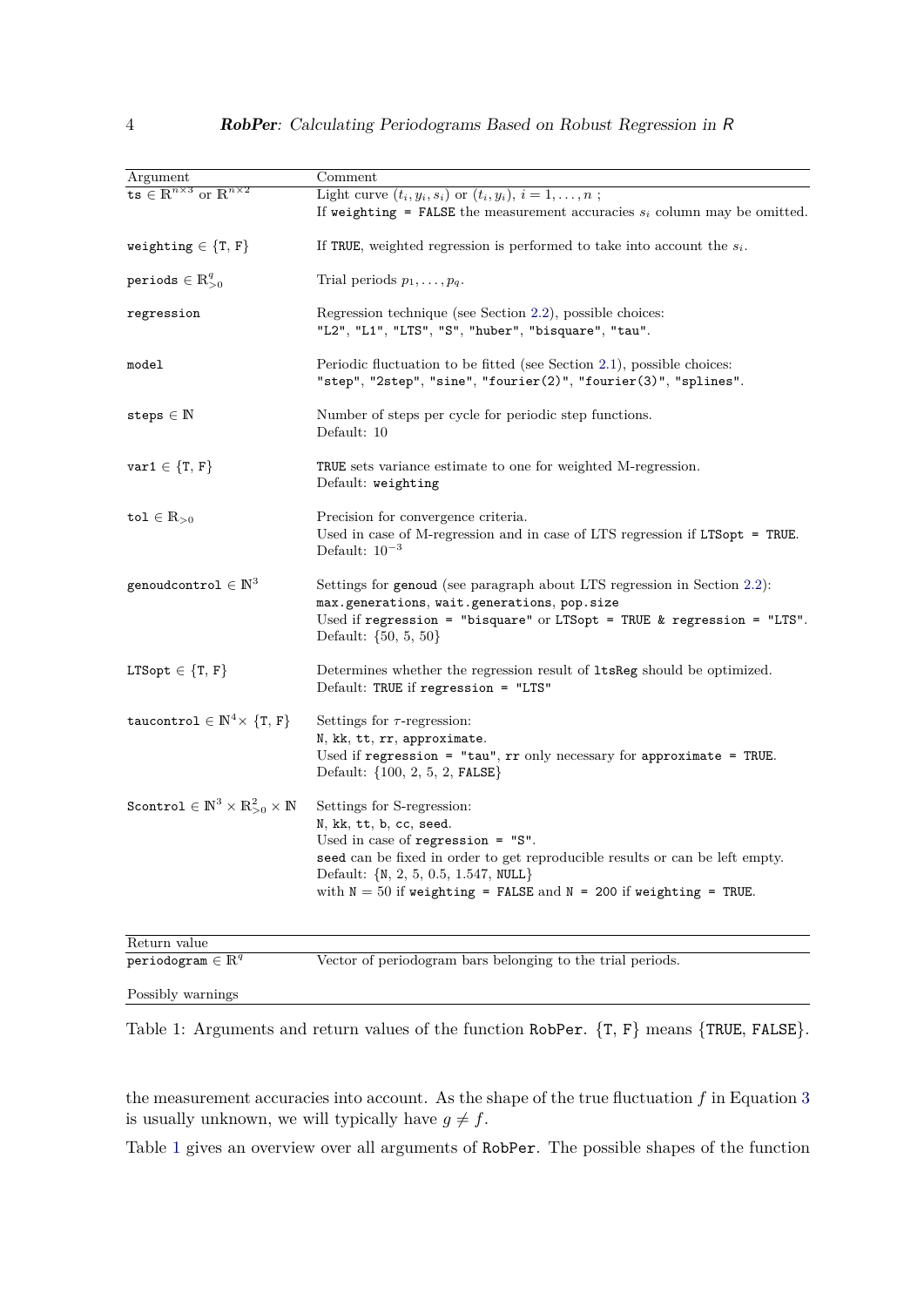| Argument | Comment |
|---|---|
| `ts` $\in \mathbb{R}^{n\times 3}$ or $\mathbb{R}^{n\times 2}$ | Light curve $(t_i, y_i, s_i)$ or $(t_i, y_i)$, $i = 1, \ldots, n$ ;<br>If `weighting = FALSE` the measurement accuracies $s_i$ column may be omitted. |
| `weighting` $\in$ {`T`, `F`} | If `TRUE`, weighted regression is performed to take into account the $s_i$. |
| `periods` $\in \mathbb{R}^q_{>0}$ | Trial periods $p_1, \ldots, p_q$. |
| `regression` | Regression technique (see Section 2.2), possible choices:<br>`"L2"`, `"L1"`, `"LTS"`, `"S"`, `"huber"`, `"bisquare"`, `"tau"`. |
| `model` | Periodic fluctuation to be fitted (see Section 2.1), possible choices:<br>`"step"`, `"2step"`, `"sine"`, `"fourier(2)"`, `"fourier(3)"`, `"splines"`. |
| `steps` $\in \mathbb{N}$ | Number of steps per cycle for periodic step functions.<br>Default: 10 |
| `var1` $\in$ {`T`, `F`} | `TRUE` sets variance estimate to one for weighted M-regression.<br>Default: `weighting` |
| `tol` $\in \mathbb{R}_{>0}$ | Precision for convergence criteria.<br>Used in case of M-regression and in case of LTS regression if `LTSopt = TRUE`.<br>Default: $10^{-3}$ |
| `genoudcontrol` $\in \mathbb{N}^3$ | Settings for `genoud` (see paragraph about LTS regression in Section 2.2):<br>`max.generations`, `wait.generations`, `pop.size`<br>Used if `regression = "bisquare"` or `LTSopt = TRUE & regression = "LTS"`.<br>Default: {50, 5, 50} |
| `LTSopt` $\in$ {`T`, `F`} | Determines whether the regression result of `ltsReg` should be optimized.<br>Default: `TRUE` if `regression = "LTS"` |
| `taucontrol` $\in \mathbb{N}^4\times$ {`T`, `F`} | Settings for $\tau$-regression:<br>`N`, `kk`, `tt`, `rr`, `approximate`.<br>Used if `regression = "tau"`, `rr` only necessary for `approximate = TRUE`.<br>Default: {100, 2, 5, 2, `FALSE`} |
| `Scontrol` $\in \mathbb{N}^3 \times \mathbb{R}^2_{>0} \times \mathbb{N}$ | Settings for S-regression:<br>`N`, `kk`, `tt`, `b`, `cc`, `seed`.<br>Used in case of `regression = "S"`.<br>`seed` can be fixed in order to get reproducible results or can be left empty.<br>Default: {`N`, 2, 5, 0.5, 1.547, `NULL`}<br>with `N` = 50 if `weighting = FALSE` and `N = 200` if `weighting = TRUE`. |

| Return value | |
|---|---|
| `periodogram` $\in \mathbb{R}^q$ | Vector of periodogram bars belonging to the trial periods. |
| Possibly warnings | |

Table 1: Arguments and return values of the function `RobPer`. {`T`, `F`} means {`TRUE`, `FALSE`}.

the measurement accuracies into account. As the shape of the true fluctuation $f$ in Equation 3 is usually unknown, we will typically have $g \neq f$.

Table 1 gives an overview over all arguments of `RobPer`. The possible shapes of the function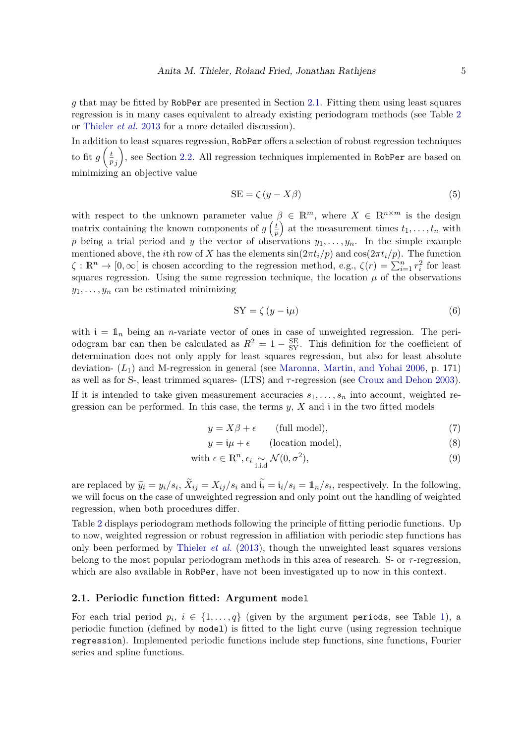$g$ that may be fitted by `RobPer` are presented in Section 2.1. Fitting them using least squares regression is in many cases equivalent to already existing periodogram methods (see Table 2 or Thieler *et al.* 2013 for a more detailed discussion).

In addition to least squares regression, `RobPer` offers a selection of robust regression techniques to fit $g\left(\frac{t}{p_j}\right)$, see Section 2.2. All regression techniques implemented in `RobPer` are based on minimizing an objective value

$$\mathrm{SE} = \zeta\left(y - X\beta\right) \tag{5}$$

with respect to the unknown parameter value $\beta \in \mathbb{R}^m$, where $X \in \mathbb{R}^{n \times m}$ is the design matrix containing the known components of $g\left(\frac{t}{p}\right)$ at the measurement times $t_1, \ldots, t_n$ with $p$ being a trial period and $y$ the vector of observations $y_1, \ldots, y_n$. In the simple example mentioned above, the $i$th row of $X$ has the elements $\sin(2\pi t_i/p)$ and $\cos(2\pi t_i/p)$. The function $\zeta : \mathbb{R}^n \to [0, \infty[$ is chosen according to the regression method, e.g., $\zeta(r) = \sum_{i=1}^{n} r_i^2$ for least squares regression. Using the same regression technique, the location $\mu$ of the observations $y_1, \ldots, y_n$ can be estimated minimizing

$$\mathrm{SY} = \zeta\left(y - \mathbb{i}\mu\right) \tag{6}$$

with $\mathbb{i} = \mathbb{1}_n$ being an $n$-variate vector of ones in case of unweighted regression. The periodogram bar can then be calculated as $R^2 = 1 - \frac{\mathrm{SE}}{\mathrm{SY}}$. This definition for the coefficient of determination does not only apply for least squares regression, but also for least absolute deviation- ($L_1$) and M-regression in general (see Maronna, Martin, and Yohai 2006, p. 171) as well as for S-, least trimmed squares- (LTS) and $\tau$-regression (see Croux and Dehon 2003).

If it is intended to take given measurement accuracies $s_1, \ldots, s_n$ into account, weighted regression can be performed. In this case, the terms $y$, $X$ and $\mathbb{i}$ in the two fitted models

$$y = X\beta + \epsilon \qquad \text{(full model)}, \tag{7}$$

$$y = \mathbb{i}\mu + \epsilon \qquad \text{(location model)}, \tag{8}$$

$$\text{with } \epsilon \in \mathbb{R}^n, \epsilon_i \underset{\text{i.i.d}}{\sim} \mathcal{N}(0, \sigma^2), \tag{9}$$

are replaced by $\widetilde{y}_i = y_i/s_i$, $\widetilde{X}_{ij} = X_{ij}/s_i$ and $\widetilde{\mathbb{i}}_i = \mathbb{i}_i/s_i = \mathbb{1}_n/s_i$, respectively. In the following, we will focus on the case of unweighted regression and only point out the handling of weighted regression, when both procedures differ.

Table 2 displays periodogram methods following the principle of fitting periodic functions. Up to now, weighted regression or robust regression in affiliation with periodic step functions has only been performed by Thieler *et al.* (2013), though the unweighted least squares versions belong to the most popular periodogram methods in this area of research. S- or $\tau$-regression, which are also available in `RobPer`, have not been investigated up to now in this context.

### 2.1. Periodic function fitted: Argument `model`

For each trial period $p_i$, $i \in \{1, \ldots, q\}$ (given by the argument `periods`, see Table 1), a periodic function (defined by `model`) is fitted to the light curve (using regression technique `regression`). Implemented periodic functions include step functions, sine functions, Fourier series and spline functions.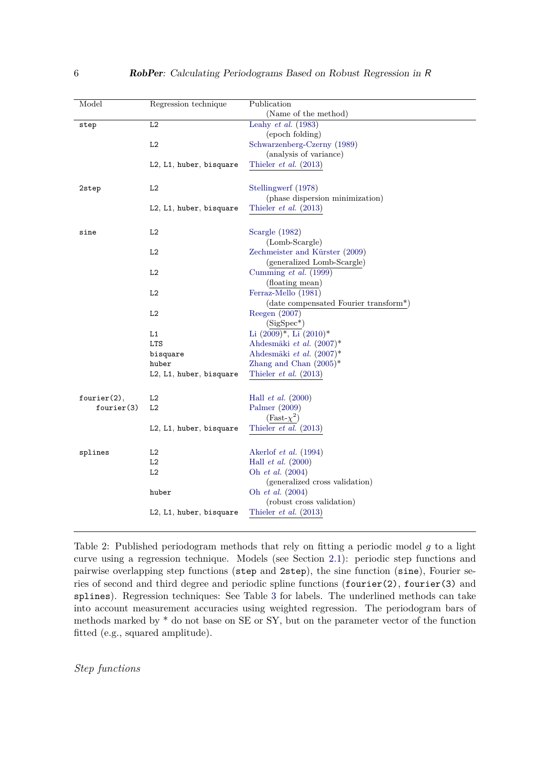| Model | Regression technique | Publication (Name of the method) |
|---|---|---|
| step | L2 | Leahy *et al.* (1983) (epoch folding) |
| | L2 | Schwarzenberg-Czerny (1989) (analysis of variance) |
| | L2, L1, huber, bisquare | Thieler *et al.* (2013) |
| 2step | L2 | Stellingwerf (1978) (phase dispersion minimization) |
| | L2, L1, huber, bisquare | Thieler *et al.* (2013) |
| sine | L2 | Scargle (1982) (Lomb-Scargle) |
| | L2 | Zechmeister and Kürster (2009) (generalized Lomb-Scargle) |
| | L2 | Cumming *et al.* (1999) (floating mean) |
| | L2 | Ferraz-Mello (1981) (date compensated Fourier transform*) |
| | L2 | Reegen (2007) (SigSpec*) |
| | L1 | Li (2009)*, Li (2010)* |
| | LTS | Ahdesmäki *et al.* (2007)* |
| | bisquare | Ahdesmäki *et al.* (2007)* |
| | huber | Zhang and Chan (2005)* |
| | L2, L1, huber, bisquare | Thieler *et al.* (2013) |
| fourier(2), fourier(3) | L2 | Hall *et al.* (2000) |
| | L2 | Palmer (2009) (Fast-$\chi^2$) |
| | L2, L1, huber, bisquare | Thieler *et al.* (2013) |
| splines | L2 | Akerlof *et al.* (1994) |
| | L2 | Hall *et al.* (2000) |
| | L2 | Oh *et al.* (2004) (generalized cross validation) |
| | huber | Oh *et al.* (2004) (robust cross validation) |
| | L2, L1, huber, bisquare | Thieler *et al.* (2013) |

Table 2: Published periodogram methods that rely on fitting a periodic model $g$ to a light curve using a regression technique. Models (see Section 2.1): periodic step functions and pairwise overlapping step functions (step and 2step), the sine function (sine), Fourier series of second and third degree and periodic spline functions (fourier(2), fourier(3) and splines). Regression techniques: See Table 3 for labels. The underlined methods can take into account measurement accuracies using weighted regression. The periodogram bars of methods marked by * do not base on SE or SY, but on the parameter vector of the function fitted (e.g., squared amplitude).

*Step functions*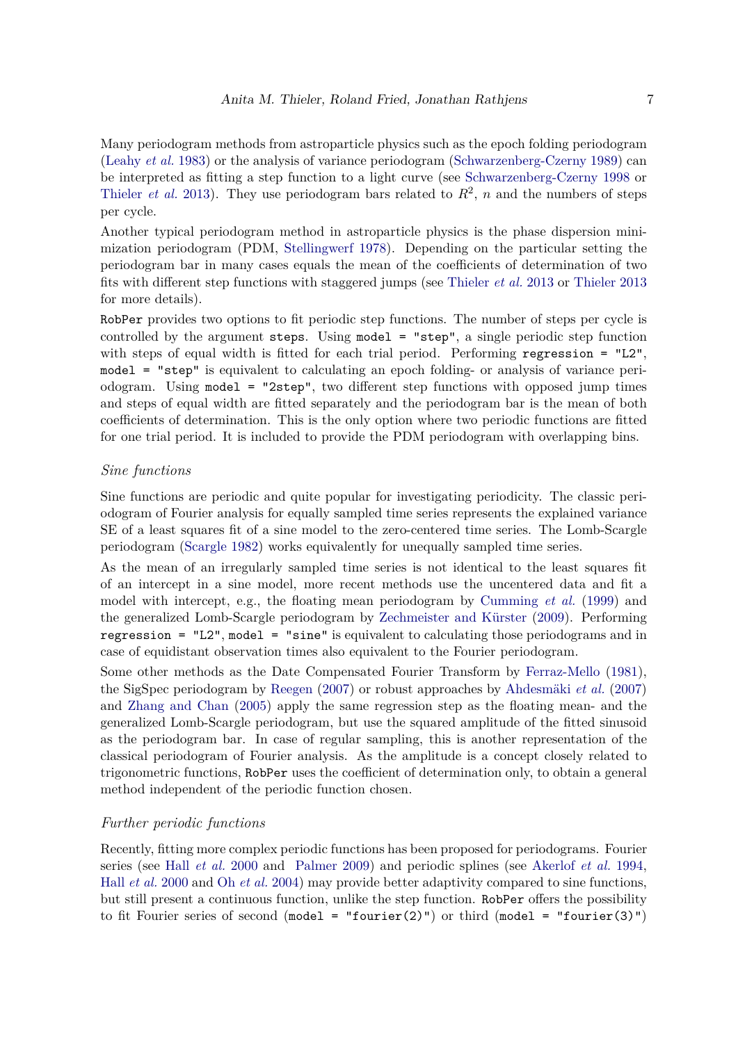Many periodogram methods from astroparticle physics such as the epoch folding periodogram (Leahy *et al.* 1983) or the analysis of variance periodogram (Schwarzenberg-Czerny 1989) can be interpreted as fitting a step function to a light curve (see Schwarzenberg-Czerny 1998 or Thieler *et al.* 2013). They use periodogram bars related to $R^2$, $n$ and the numbers of steps per cycle.

Another typical periodogram method in astroparticle physics is the phase dispersion minimization periodogram (PDM, Stellingwerf 1978). Depending on the particular setting the periodogram bar in many cases equals the mean of the coefficients of determination of two fits with different step functions with staggered jumps (see Thieler *et al.* 2013 or Thieler 2013 for more details).

`RobPer` provides two options to fit periodic step functions. The number of steps per cycle is controlled by the argument `steps`. Using `model = "step"`, a single periodic step function with steps of equal width is fitted for each trial period. Performing `regression = "L2"`, `model = "step"` is equivalent to calculating an epoch folding- or analysis of variance periodogram. Using `model = "2step"`, two different step functions with opposed jump times and steps of equal width are fitted separately and the periodogram bar is the mean of both coefficients of determination. This is the only option where two periodic functions are fitted for one trial period. It is included to provide the PDM periodogram with overlapping bins.

*Sine functions*

Sine functions are periodic and quite popular for investigating periodicity. The classic periodogram of Fourier analysis for equally sampled time series represents the explained variance SE of a least squares fit of a sine model to the zero-centered time series. The Lomb-Scargle periodogram (Scargle 1982) works equivalently for unequally sampled time series.

As the mean of an irregularly sampled time series is not identical to the least squares fit of an intercept in a sine model, more recent methods use the uncentered data and fit a model with intercept, e.g., the floating mean periodogram by Cumming *et al.* (1999) and the generalized Lomb-Scargle periodogram by Zechmeister and Kürster (2009). Performing `regression = "L2"`, `model = "sine"` is equivalent to calculating those periodograms and in case of equidistant observation times also equivalent to the Fourier periodogram.

Some other methods as the Date Compensated Fourier Transform by Ferraz-Mello (1981), the SigSpec periodogram by Reegen (2007) or robust approaches by Ahdesmäki *et al.* (2007) and Zhang and Chan (2005) apply the same regression step as the floating mean- and the generalized Lomb-Scargle periodogram, but use the squared amplitude of the fitted sinusoid as the periodogram bar. In case of regular sampling, this is another representation of the classical periodogram of Fourier analysis. As the amplitude is a concept closely related to trigonometric functions, `RobPer` uses the coefficient of determination only, to obtain a general method independent of the periodic function chosen.

*Further periodic functions*

Recently, fitting more complex periodic functions has been proposed for periodograms. Fourier series (see Hall *et al.* 2000 and Palmer 2009) and periodic splines (see Akerlof *et al.* 1994, Hall *et al.* 2000 and Oh *et al.* 2004) may provide better adaptivity compared to sine functions, but still present a continuous function, unlike the step function. `RobPer` offers the possibility to fit Fourier series of second (`model = "fourier(2)"`) or third (`model = "fourier(3)"`)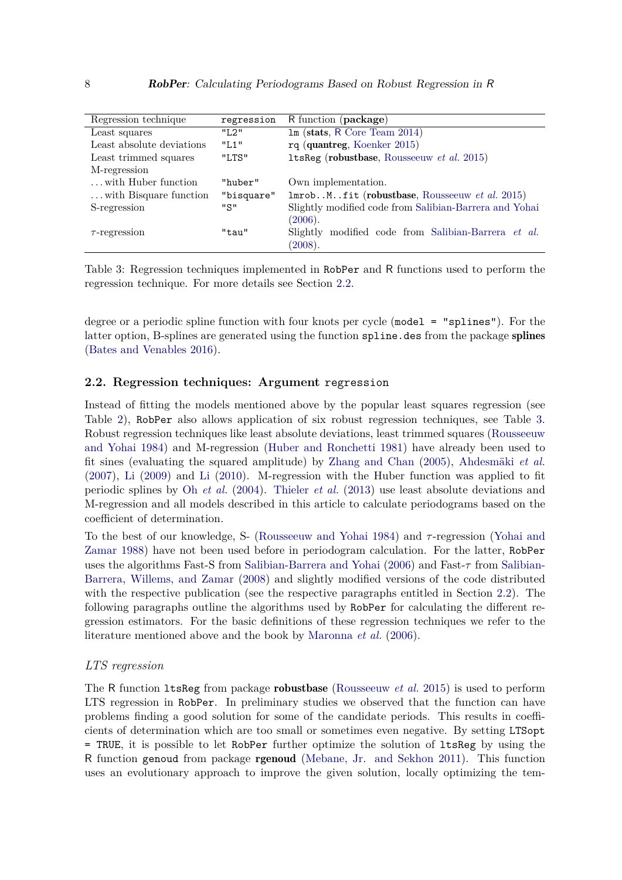| Regression technique | regression | R function (**package**) |
|---|---|---|
| Least squares | `"L2"` | `lm` (**stats**, R Core Team 2014) |
| Least absolute deviations | `"L1"` | `rq` (**quantreg**, Koenker 2015) |
| Least trimmed squares | `"LTS"` | `ltsReg` (**robustbase**, Rousseeuw *et al.* 2015) |
| M-regression | | |
| ... with Huber function | `"huber"` | Own implementation. |
| ... with Bisquare function | `"bisquare"` | `lmrob..M..fit` (**robustbase**, Rousseeuw *et al.* 2015) |
| S-regression | `"S"` | Slightly modified code from Salibian-Barrera and Yohai (2006). |
| $\tau$-regression | `"tau"` | Slightly modified code from Salibian-Barrera *et al.* (2008). |

Table 3: Regression techniques implemented in `RobPer` and R functions used to perform the regression technique. For more details see Section 2.2.

degree or a periodic spline function with four knots per cycle (`model = "splines"`). For the latter option, B-splines are generated using the function `spline.des` from the package **splines** (Bates and Venables 2016).

### 2.2. Regression techniques: Argument `regression`

Instead of fitting the models mentioned above by the popular least squares regression (see Table 2), `RobPer` also allows application of six robust regression techniques, see Table 3. Robust regression techniques like least absolute deviations, least trimmed squares (Rousseeuw and Yohai 1984) and M-regression (Huber and Ronchetti 1981) have already been used to fit sines (evaluating the squared amplitude) by Zhang and Chan (2005), Ahdesmäki *et al.* (2007), Li (2009) and Li (2010). M-regression with the Huber function was applied to fit periodic splines by Oh *et al.* (2004). Thieler *et al.* (2013) use least absolute deviations and M-regression and all models described in this article to calculate periodograms based on the coefficient of determination.

To the best of our knowledge, S- (Rousseeuw and Yohai 1984) and $\tau$-regression (Yohai and Zamar 1988) have not been used before in periodogram calculation. For the latter, `RobPer` uses the algorithms Fast-S from Salibian-Barrera and Yohai (2006) and Fast-$\tau$ from Salibian-Barrera, Willems, and Zamar (2008) and slightly modified versions of the code distributed with the respective publication (see the respective paragraphs entitled in Section 2.2). The following paragraphs outline the algorithms used by `RobPer` for calculating the different regression estimators. For the basic definitions of these regression techniques we refer to the literature mentioned above and the book by Maronna *et al.* (2006).

*LTS regression*

The R function `ltsReg` from package **robustbase** (Rousseeuw *et al.* 2015) is used to perform LTS regression in `RobPer`. In preliminary studies we observed that the function can have problems finding a good solution for some of the candidate periods. This results in coefficients of determination which are too small or sometimes even negative. By setting `LTSopt = TRUE`, it is possible to let `RobPer` further optimize the solution of `ltsReg` by using the R function `genoud` from package **rgenoud** (Mebane, Jr. and Sekhon 2011). This function uses an evolutionary approach to improve the given solution, locally optimizing the tem-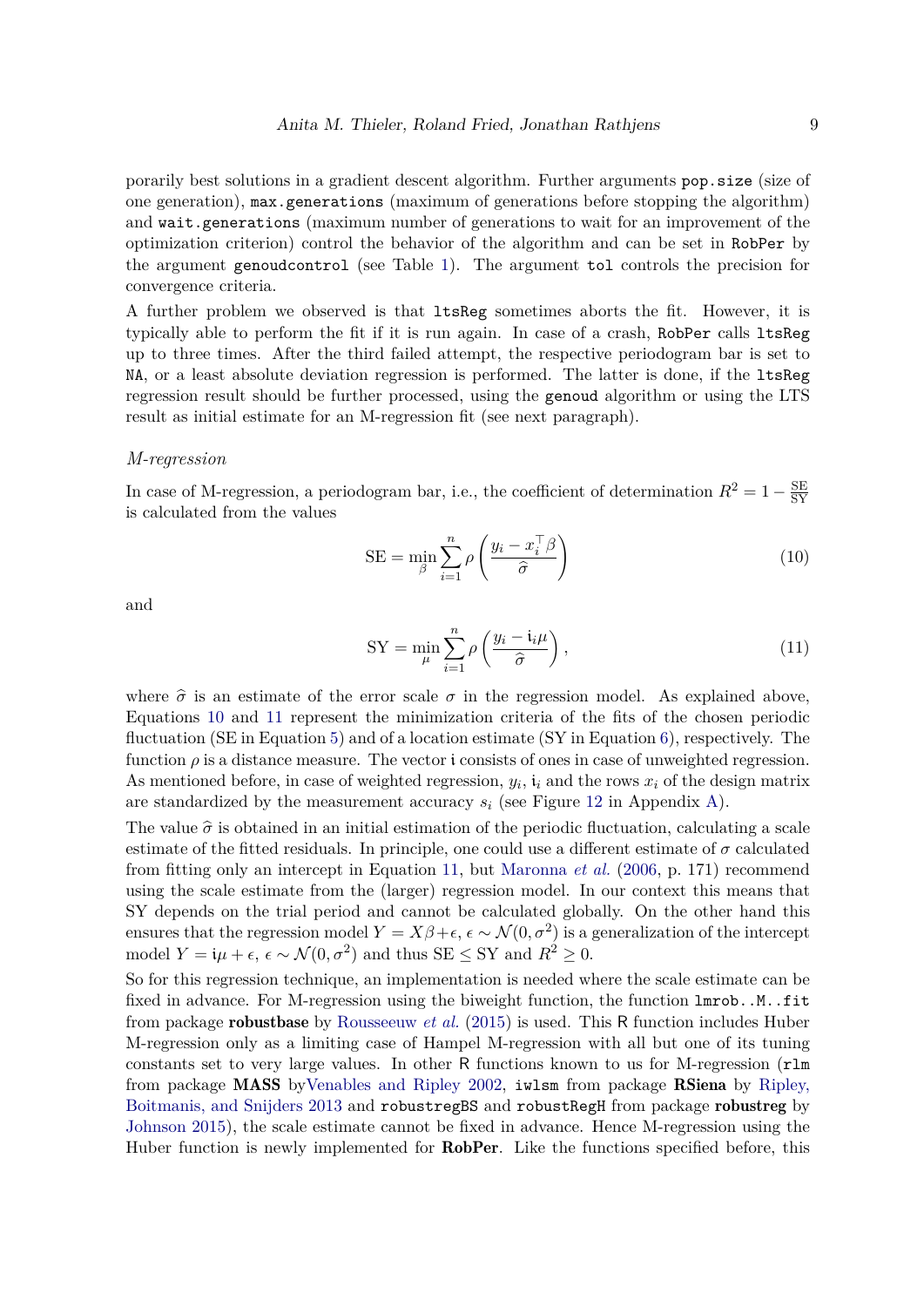porarily best solutions in a gradient descent algorithm. Further arguments `pop.size` (size of one generation), `max.generations` (maximum of generations before stopping the algorithm) and `wait.generations` (maximum number of generations to wait for an improvement of the optimization criterion) control the behavior of the algorithm and can be set in `RobPer` by the argument `genoudcontrol` (see Table 1). The argument `tol` controls the precision for convergence criteria.

A further problem we observed is that `ltsReg` sometimes aborts the fit. However, it is typically able to perform the fit if it is run again. In case of a crash, `RobPer` calls `ltsReg` up to three times. After the third failed attempt, the respective periodogram bar is set to `NA`, or a least absolute deviation regression is performed. The latter is done, if the `ltsReg` regression result should be further processed, using the `genoud` algorithm or using the LTS result as initial estimate for an M-regression fit (see next paragraph).

*M-regression*

In case of M-regression, a periodogram bar, i.e., the coefficient of determination $R^2 = 1 - \frac{\text{SE}}{\text{SY}}$ is calculated from the values

$$\text{SE} = \min_{\beta} \sum_{i=1}^{n} \rho\left(\frac{y_i - x_i^\top \beta}{\widehat{\sigma}}\right) \tag{10}$$

and

$$\text{SY} = \min_{\mu} \sum_{i=1}^{n} \rho\left(\frac{y_i - \mathfrak{i}_i \mu}{\widehat{\sigma}}\right), \tag{11}$$

where $\widehat{\sigma}$ is an estimate of the error scale $\sigma$ in the regression model. As explained above, Equations 10 and 11 represent the minimization criteria of the fits of the chosen periodic fluctuation (SE in Equation 5) and of a location estimate (SY in Equation 6), respectively. The function $\rho$ is a distance measure. The vector $\mathfrak{i}$ consists of ones in case of unweighted regression. As mentioned before, in case of weighted regression, $y_i$, $\mathfrak{i}_i$ and the rows $x_i$ of the design matrix are standardized by the measurement accuracy $s_i$ (see Figure 12 in Appendix A).

The value $\widehat{\sigma}$ is obtained in an initial estimation of the periodic fluctuation, calculating a scale estimate of the fitted residuals. In principle, one could use a different estimate of $\sigma$ calculated from fitting only an intercept in Equation 11, but Maronna *et al.* (2006, p. 171) recommend using the scale estimate from the (larger) regression model. In our context this means that SY depends on the trial period and cannot be calculated globally. On the other hand this ensures that the regression model $Y = X\beta + \epsilon$, $\epsilon \sim \mathcal{N}(0, \sigma^2)$ is a generalization of the intercept model $Y = \mathfrak{i}\mu + \epsilon$, $\epsilon \sim \mathcal{N}(0, \sigma^2)$ and thus $\text{SE} \leq \text{SY}$ and $R^2 \geq 0$.

So for this regression technique, an implementation is needed where the scale estimate can be fixed in advance. For M-regression using the biweight function, the function `lmrob..M..fit` from package **robustbase** by Rousseeuw *et al.* (2015) is used. This R function includes Huber M-regression only as a limiting case of Hampel M-regression with all but one of its tuning constants set to very large values. In other R functions known to us for M-regression (`rlm` from package **MASS** byVenables and Ripley 2002, `iwlsm` from package **RSiena** by Ripley, Boitmanis, and Snijders 2013 and `robustregBS` and `robustRegH` from package **robustreg** by Johnson 2015), the scale estimate cannot be fixed in advance. Hence M-regression using the Huber function is newly implemented for **RobPer**. Like the functions specified before, this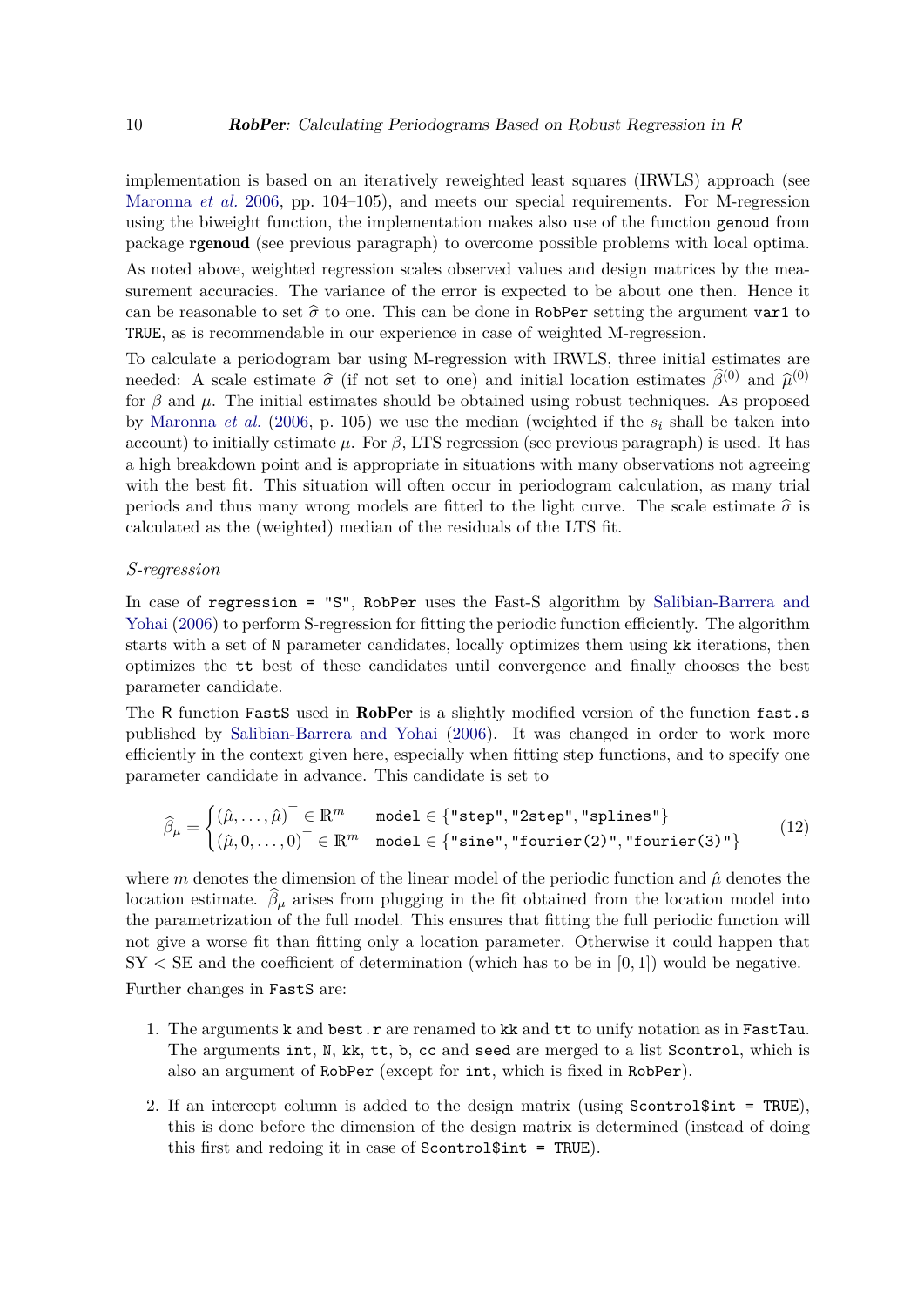implementation is based on an iteratively reweighted least squares (IRWLS) approach (see Maronna *et al.* 2006, pp. 104–105), and meets our special requirements. For M-regression using the biweight function, the implementation makes also use of the function `genoud` from package **rgenoud** (see previous paragraph) to overcome possible problems with local optima.

As noted above, weighted regression scales observed values and design matrices by the measurement accuracies. The variance of the error is expected to be about one then. Hence it can be reasonable to set $\widehat{\sigma}$ to one. This can be done in `RobPer` setting the argument `var1` to `TRUE`, as is recommendable in our experience in case of weighted M-regression.

To calculate a periodogram bar using M-regression with IRWLS, three initial estimates are needed: A scale estimate $\widehat{\sigma}$ (if not set to one) and initial location estimates $\widehat{\beta}^{(0)}$ and $\widehat{\mu}^{(0)}$ for $\beta$ and $\mu$. The initial estimates should be obtained using robust techniques. As proposed by Maronna *et al.* (2006, p. 105) we use the median (weighted if the $s_i$ shall be taken into account) to initially estimate $\mu$. For $\beta$, LTS regression (see previous paragraph) is used. It has a high breakdown point and is appropriate in situations with many observations not agreeing with the best fit. This situation will often occur in periodogram calculation, as many trial periods and thus many wrong models are fitted to the light curve. The scale estimate $\widehat{\sigma}$ is calculated as the (weighted) median of the residuals of the LTS fit.

*S-regression*

In case of `regression = "S"`, `RobPer` uses the Fast-S algorithm by Salibian-Barrera and Yohai (2006) to perform S-regression for fitting the periodic function efficiently. The algorithm starts with a set of `N` parameter candidates, locally optimizes them using `kk` iterations, then optimizes the `tt` best of these candidates until convergence and finally chooses the best parameter candidate.

The R function `FastS` used in **RobPer** is a slightly modified version of the function `fast.s` published by Salibian-Barrera and Yohai (2006). It was changed in order to work more efficiently in the context given here, especially when fitting step functions, and to specify one parameter candidate in advance. This candidate is set to

$$\widehat{\beta}_{\mu} = \begin{cases} (\hat{\mu}, \ldots, \hat{\mu})^{\top} \in \mathbb{R}^m & \texttt{model} \in \{\texttt{"step"}, \texttt{"2step"}, \texttt{"splines"}\} \\ (\hat{\mu}, 0, \ldots, 0)^{\top} \in \mathbb{R}^m & \texttt{model} \in \{\texttt{"sine"}, \texttt{"fourier(2)"}, \texttt{"fourier(3)"}\} \end{cases} \tag{12}$$

where $m$ denotes the dimension of the linear model of the periodic function and $\hat{\mu}$ denotes the location estimate. $\widehat{\beta}_{\mu}$ arises from plugging in the fit obtained from the location model into the parametrization of the full model. This ensures that fitting the full periodic function will not give a worse fit than fitting only a location parameter. Otherwise it could happen that SY $<$ SE and the coefficient of determination (which has to be in $[0, 1]$) would be negative.

Further changes in `FastS` are:

1. The arguments `k` and `best.r` are renamed to `kk` and `tt` to unify notation as in `FastTau`. The arguments `int`, `N`, `kk`, `tt`, `b`, `cc` and `seed` are merged to a list `Scontrol`, which is also an argument of `RobPer` (except for `int`, which is fixed in `RobPer`).
2. If an intercept column is added to the design matrix (using `Scontrol$int = TRUE`), this is done before the dimension of the design matrix is determined (instead of doing this first and redoing it in case of `Scontrol$int = TRUE`).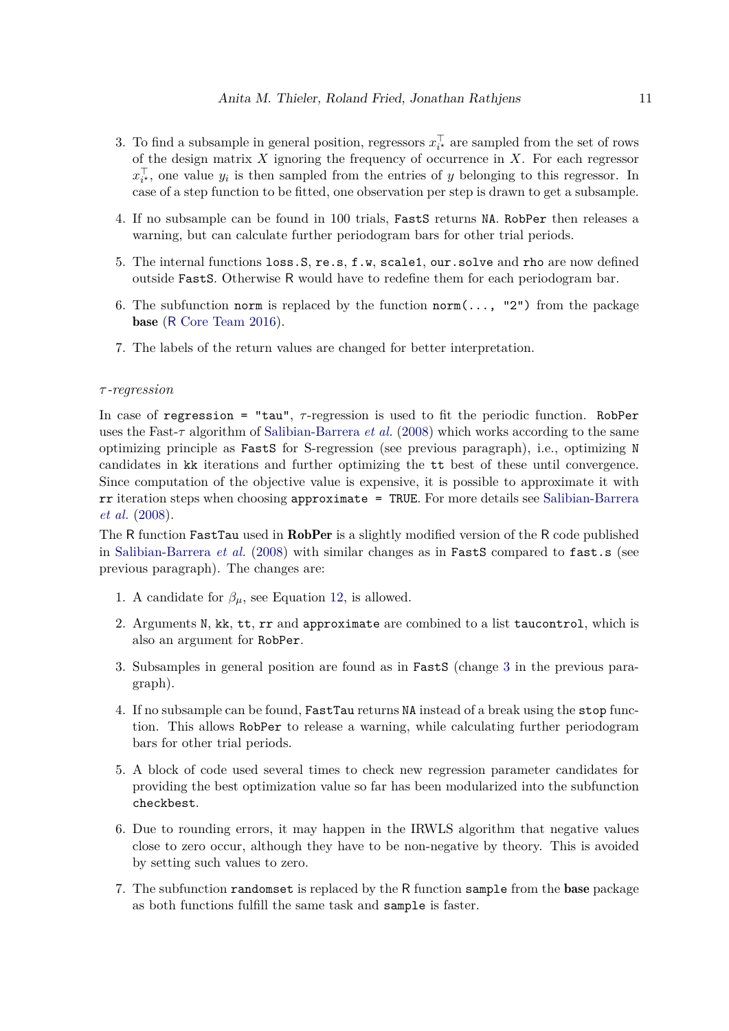3. To find a subsample in general position, regressors $x_{i\star}^\top$ are sampled from the set of rows of the design matrix $X$ ignoring the frequency of occurrence in $X$. For each regressor $x_{i\star}^\top$, one value $y_i$ is then sampled from the entries of $y$ belonging to this regressor. In case of a step function to be fitted, one observation per step is drawn to get a subsample.

4. If no subsample can be found in 100 trials, `FastS` returns `NA`. `RobPer` then releases a warning, but can calculate further periodogram bars for other trial periods.

5. The internal functions `loss.S`, `re.s`, `f.w`, `scale1`, `our.solve` and `rho` are now defined outside `FastS`. Otherwise R would have to redefine them for each periodogram bar.

6. The subfunction `norm` is replaced by the function `norm(..., "2")` from the package **base** (R Core Team 2016).

7. The labels of the return values are changed for better interpretation.

*$\tau$-regression*

In case of `regression = "tau"`, $\tau$-regression is used to fit the periodic function. `RobPer` uses the Fast-$\tau$ algorithm of Salibian-Barrera *et al.* (2008) which works according to the same optimizing principle as `FastS` for S-regression (see previous paragraph), i.e., optimizing `N` candidates in `kk` iterations and further optimizing the `tt` best of these until convergence. Since computation of the objective value is expensive, it is possible to approximate it with `rr` iteration steps when choosing `approximate = TRUE`. For more details see Salibian-Barrera *et al.* (2008).

The R function `FastTau` used in **RobPer** is a slightly modified version of the R code published in Salibian-Barrera *et al.* (2008) with similar changes as in `FastS` compared to `fast.s` (see previous paragraph). The changes are:

1. A candidate for $\beta_\mu$, see Equation 12, is allowed.

2. Arguments `N`, `kk`, `tt`, `rr` and `approximate` are combined to a list `taucontrol`, which is also an argument for `RobPer`.

3. Subsamples in general position are found as in `FastS` (change 3 in the previous paragraph).

4. If no subsample can be found, `FastTau` returns `NA` instead of a break using the `stop` function. This allows `RobPer` to release a warning, while calculating further periodogram bars for other trial periods.

5. A block of code used several times to check new regression parameter candidates for providing the best optimization value so far has been modularized into the subfunction `checkbest`.

6. Due to rounding errors, it may happen in the IRWLS algorithm that negative values close to zero occur, although they have to be non-negative by theory. This is avoided by setting such values to zero.

7. The subfunction `randomset` is replaced by the R function `sample` from the **base** package as both functions fulfill the same task and `sample` is faster.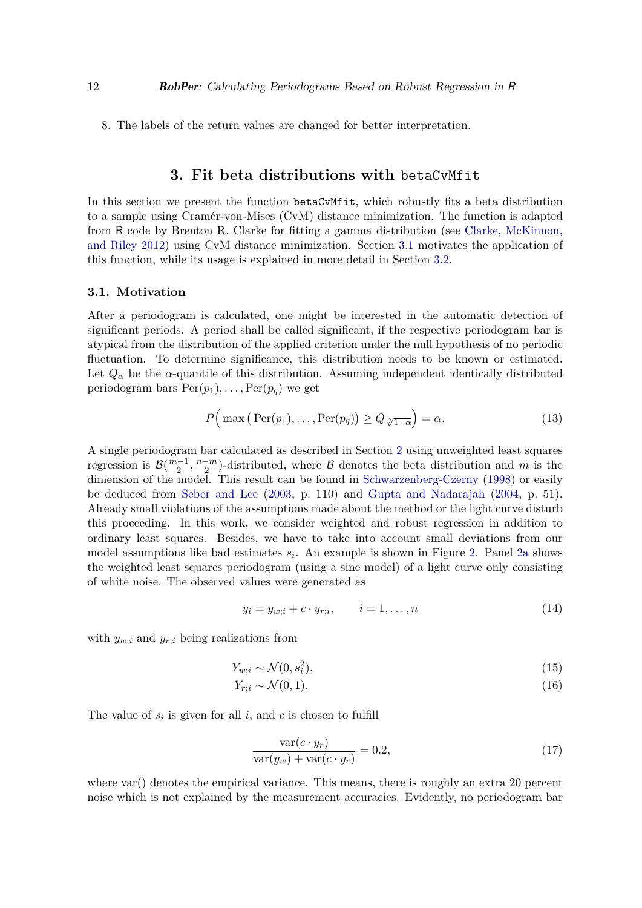8. The labels of the return values are changed for better interpretation.

## 3. Fit beta distributions with betaCvMfit

In this section we present the function betaCvMfit, which robustly fits a beta distribution to a sample using Cramér-von-Mises (CvM) distance minimization. The function is adapted from R code by Brenton R. Clarke for fitting a gamma distribution (see Clarke, McKinnon, and Riley 2012) using CvM distance minimization. Section 3.1 motivates the application of this function, while its usage is explained in more detail in Section 3.2.

### 3.1. Motivation

After a periodogram is calculated, one might be interested in the automatic detection of significant periods. A period shall be called significant, if the respective periodogram bar is atypical from the distribution of the applied criterion under the null hypothesis of no periodic fluctuation. To determine significance, this distribution needs to be known or estimated. Let $Q_\alpha$ be the $\alpha$-quantile of this distribution. Assuming independent identically distributed periodogram bars $\mathrm{Per}(p_1), \ldots, \mathrm{Per}(p_q)$ we get

$$P\Big(\max\left(\mathrm{Per}(p_1), \ldots, \mathrm{Per}(p_q)\right) \geq Q_{\sqrt[q]{1-\alpha}}\Big) = \alpha. \tag{13}$$

A single periodogram bar calculated as described in Section 2 using unweighted least squares regression is $\mathcal{B}(\frac{m-1}{2}, \frac{n-m}{2})$-distributed, where $\mathcal{B}$ denotes the beta distribution and $m$ is the dimension of the model. This result can be found in Schwarzenberg-Czerny (1998) or easily be deduced from Seber and Lee (2003, p. 110) and Gupta and Nadarajah (2004, p. 51). Already small violations of the assumptions made about the method or the light curve disturb this proceeding. In this work, we consider weighted and robust regression in addition to ordinary least squares. Besides, we have to take into account small deviations from our model assumptions like bad estimates $s_i$. An example is shown in Figure 2. Panel 2a shows the weighted least squares periodogram (using a sine model) of a light curve only consisting of white noise. The observed values were generated as

$$y_i = y_{w;i} + c \cdot y_{r;i}, \qquad i = 1, \ldots, n \tag{14}$$

with $y_{w;i}$ and $y_{r;i}$ being realizations from

$$Y_{w;i} \sim \mathcal{N}(0, s_i^2), \tag{15}$$

$$Y_{r;i} \sim \mathcal{N}(0, 1). \tag{16}$$

The value of $s_i$ is given for all $i$, and $c$ is chosen to fulfill

$$\frac{\mathrm{var}(c \cdot y_r)}{\mathrm{var}(y_w) + \mathrm{var}(c \cdot y_r)} = 0.2, \tag{17}$$

where var() denotes the empirical variance. This means, there is roughly an extra 20 percent noise which is not explained by the measurement accuracies. Evidently, no periodogram bar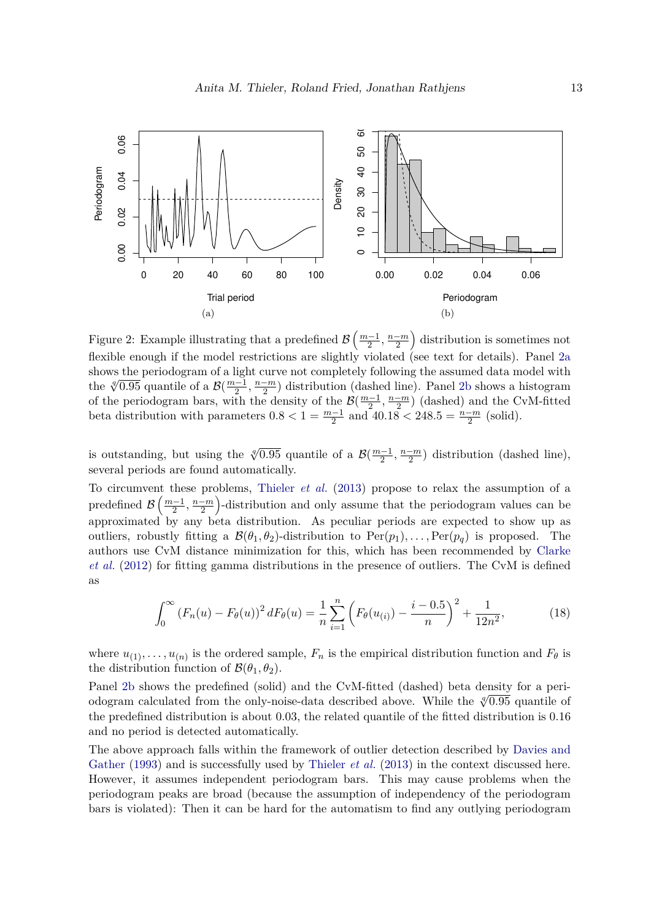Figure 2: Example illustrating that a predefined $\mathcal{B}\left(\frac{m-1}{2}, \frac{n-m}{2}\right)$ distribution is sometimes not flexible enough if the model restrictions are slightly violated (see text for details). Panel 2a shows the periodogram of a light curve not completely following the assumed data model with the $\sqrt[q]{0.95}$ quantile of a $\mathcal{B}(\frac{m-1}{2}, \frac{n-m}{2})$ distribution (dashed line). Panel 2b shows a histogram of the periodogram bars, with the density of the $\mathcal{B}(\frac{m-1}{2}, \frac{n-m}{2})$ (dashed) and the CvM-fitted beta distribution with parameters $0.8 < 1 = \frac{m-1}{2}$ and $40.18 < 248.5 = \frac{n-m}{2}$ (solid).

is outstanding, but using the $\sqrt[q]{0.95}$ quantile of a $\mathcal{B}(\frac{m-1}{2}, \frac{n-m}{2})$ distribution (dashed line), several periods are found automatically.

To circumvent these problems, Thieler *et al.* (2013) propose to relax the assumption of a predefined $\mathcal{B}\left(\frac{m-1}{2}, \frac{n-m}{2}\right)$-distribution and only assume that the periodogram values can be approximated by any beta distribution. As peculiar periods are expected to show up as outliers, robustly fitting a $\mathcal{B}(\theta_1, \theta_2)$-distribution to $\text{Per}(p_1), \ldots, \text{Per}(p_q)$ is proposed. The authors use CvM distance minimization for this, which has been recommended by Clarke *et al.* (2012) for fitting gamma distributions in the presence of outliers. The CvM is defined as

$$\int_0^\infty (F_n(u) - F_\theta(u))^2 \, dF_\theta(u) = \frac{1}{n} \sum_{i=1}^n \left( F_\theta(u_{(i)}) - \frac{i - 0.5}{n} \right)^2 + \frac{1}{12n^2}, \tag{18}$$

where $u_{(1)}, \ldots, u_{(n)}$ is the ordered sample, $F_n$ is the empirical distribution function and $F_\theta$ is the distribution function of $\mathcal{B}(\theta_1, \theta_2)$.

Panel 2b shows the predefined (solid) and the CvM-fitted (dashed) beta density for a periodogram calculated from the only-noise-data described above. While the $\sqrt[q]{0.95}$ quantile of the predefined distribution is about 0.03, the related quantile of the fitted distribution is 0.16 and no period is detected automatically.

The above approach falls within the framework of outlier detection described by Davies and Gather (1993) and is successfully used by Thieler *et al.* (2013) in the context discussed here. However, it assumes independent periodogram bars. This may cause problems when the periodogram peaks are broad (because the assumption of independency of the periodogram bars is violated): Then it can be hard for the automatism to find any outlying periodogram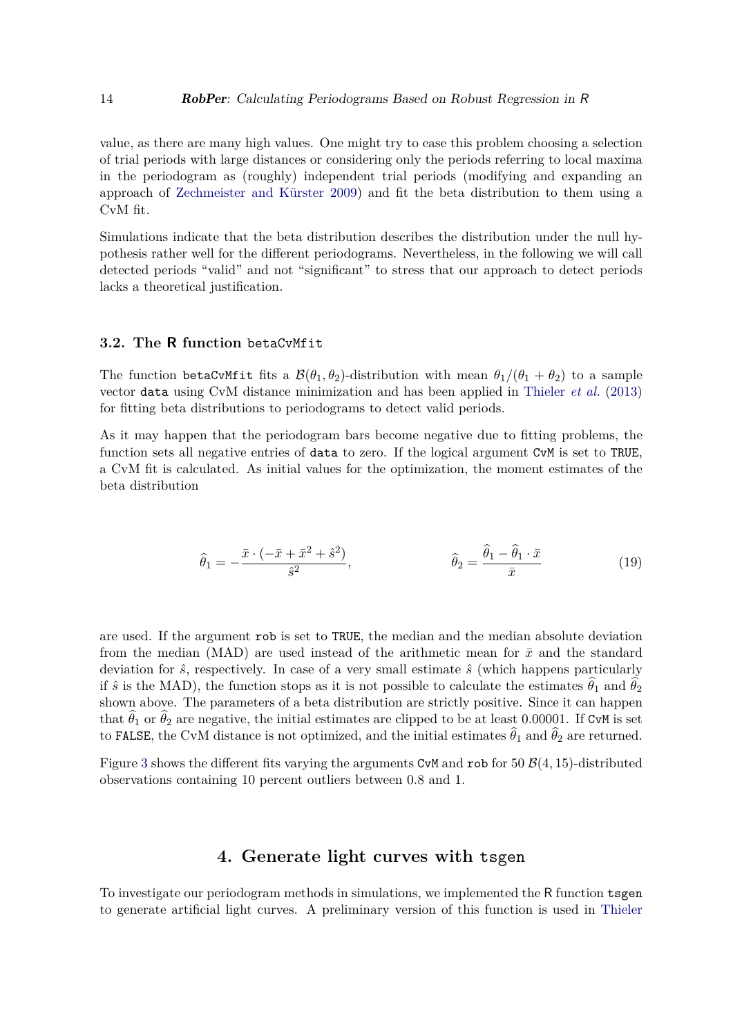value, as there are many high values. One might try to ease this problem choosing a selection of trial periods with large distances or considering only the periods referring to local maxima in the periodogram as (roughly) independent trial periods (modifying and expanding an approach of Zechmeister and Kürster 2009) and fit the beta distribution to them using a CvM fit.

Simulations indicate that the beta distribution describes the distribution under the null hypothesis rather well for the different periodograms. Nevertheless, in the following we will call detected periods "valid" and not "significant" to stress that our approach to detect periods lacks a theoretical justification.

### 3.2. The R function `betaCvMfit`

The function `betaCvMfit` fits a $\mathcal{B}(\theta_1, \theta_2)$-distribution with mean $\theta_1/(\theta_1 + \theta_2)$ to a sample vector `data` using CvM distance minimization and has been applied in Thieler *et al.* (2013) for fitting beta distributions to periodograms to detect valid periods.

As it may happen that the periodogram bars become negative due to fitting problems, the function sets all negative entries of `data` to zero. If the logical argument `CvM` is set to `TRUE`, a CvM fit is calculated. As initial values for the optimization, the moment estimates of the beta distribution

$$\widehat{\theta}_1 = -\frac{\bar{x} \cdot (-\bar{x} + \bar{x}^2 + \hat{s}^2)}{\hat{s}^2}, \qquad \widehat{\theta}_2 = \frac{\widehat{\theta}_1 - \widehat{\theta}_1 \cdot \bar{x}}{\bar{x}} \tag{19}$$

are used. If the argument `rob` is set to `TRUE`, the median and the median absolute deviation from the median (MAD) are used instead of the arithmetic mean for $\bar{x}$ and the standard deviation for $\hat{s}$, respectively. In case of a very small estimate $\hat{s}$ (which happens particularly if $\hat{s}$ is the MAD), the function stops as it is not possible to calculate the estimates $\widehat{\theta}_1$ and $\widehat{\theta}_2$ shown above. The parameters of a beta distribution are strictly positive. Since it can happen that $\widehat{\theta}_1$ or $\widehat{\theta}_2$ are negative, the initial estimates are clipped to be at least 0.00001. If `CvM` is set to `FALSE`, the CvM distance is not optimized, and the initial estimates $\widehat{\theta}_1$ and $\widehat{\theta}_2$ are returned.

Figure 3 shows the different fits varying the arguments `CvM` and `rob` for 50 $\mathcal{B}(4, 15)$-distributed observations containing 10 percent outliers between 0.8 and 1.

## 4. Generate light curves with `tsgen`

To investigate our periodogram methods in simulations, we implemented the R function `tsgen` to generate artificial light curves. A preliminary version of this function is used in Thieler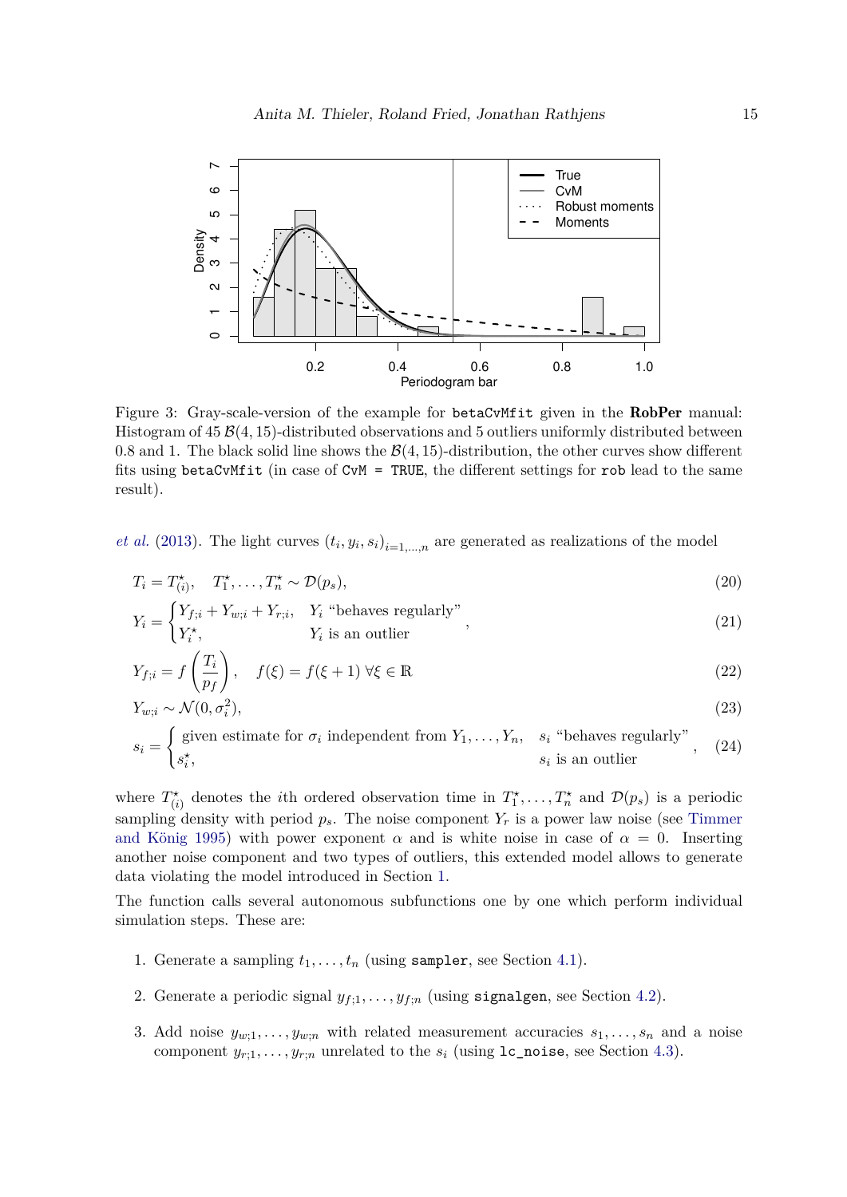Figure 3: Gray-scale-version of the example for `betaCvMfit` given in the **RobPer** manual: Histogram of 45 $\mathcal{B}(4, 15)$-distributed observations and 5 outliers uniformly distributed between 0.8 and 1. The black solid line shows the $\mathcal{B}(4, 15)$-distribution, the other curves show different fits using `betaCvMfit` (in case of `CvM = TRUE`, the different settings for `rob` lead to the same result).

*et al.* (2013). The light curves $(t_i, y_i, s_i)_{i=1,\ldots,n}$ are generated as realizations of the model

$$T_i = T^\star_{(i)}, \quad T^\star_1, \ldots, T^\star_n \sim \mathcal{D}(p_s), \tag{20}$$

$$Y_i = \begin{cases} Y_{f;i} + Y_{w;i} + Y_{r;i}, & Y_i \text{ "behaves regularly"} \\ Y^\star_i, & Y_i \text{ is an outlier} \end{cases}, \tag{21}$$

$$Y_{f;i} = f\left(\frac{T_i}{p_f}\right), \quad f(\xi) = f(\xi + 1)\ \forall \xi \in \mathbb{R} \tag{22}$$

$$Y_{w;i} \sim \mathcal{N}(0, \sigma_i^2), \tag{23}$$

$$s_i = \begin{cases} \text{given estimate for } \sigma_i \text{ independent from } Y_1, \ldots, Y_n, & s_i \text{ "behaves regularly"} \\ s^\star_i, & s_i \text{ is an outlier} \end{cases}, \tag{24}$$

where $T^\star_{(i)}$ denotes the $i$th ordered observation time in $T^\star_1, \ldots, T^\star_n$ and $\mathcal{D}(p_s)$ is a periodic sampling density with period $p_s$. The noise component $Y_r$ is a power law noise (see Timmer and König 1995) with power exponent $\alpha$ and is white noise in case of $\alpha = 0$. Inserting another noise component and two types of outliers, this extended model allows to generate data violating the model introduced in Section 1.

The function calls several autonomous subfunctions one by one which perform individual simulation steps. These are:

1. Generate a sampling $t_1, \ldots, t_n$ (using `sampler`, see Section 4.1).
2. Generate a periodic signal $y_{f;1}, \ldots, y_{f;n}$ (using `signalgen`, see Section 4.2).
3. Add noise $y_{w;1}, \ldots, y_{w;n}$ with related measurement accuracies $s_1, \ldots, s_n$ and a noise component $y_{r;1}, \ldots, y_{r;n}$ unrelated to the $s_i$ (using `lc_noise`, see Section 4.3).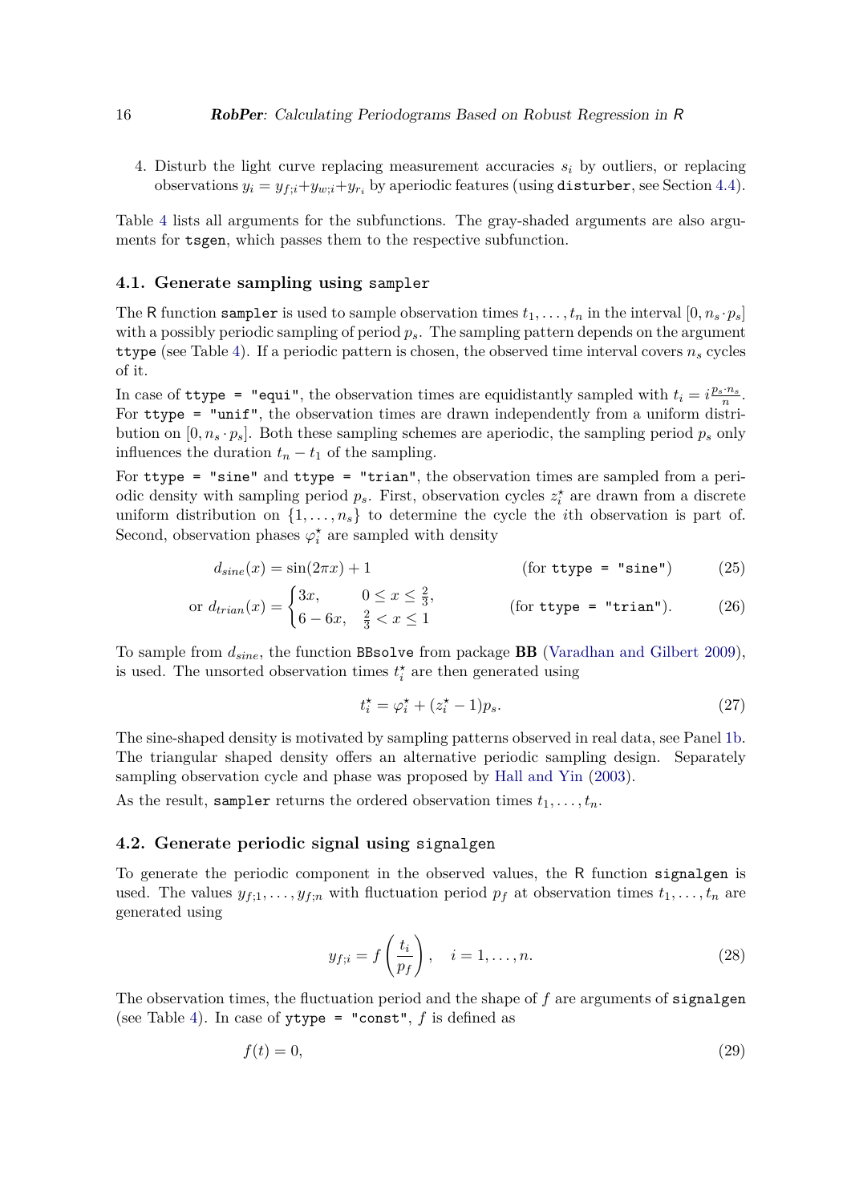4. Disturb the light curve replacing measurement accuracies $s_i$ by outliers, or replacing observations $y_i = y_{f;i} + y_{w;i} + y_{r_i}$ by aperiodic features (using `disturber`, see Section 4.4).

Table 4 lists all arguments for the subfunctions. The gray-shaded arguments are also arguments for `tsgen`, which passes them to the respective subfunction.

### 4.1. Generate sampling using `sampler`

The R function `sampler` is used to sample observation times $t_1, \ldots, t_n$ in the interval $[0, n_s \cdot p_s]$ with a possibly periodic sampling of period $p_s$. The sampling pattern depends on the argument `ttype` (see Table 4). If a periodic pattern is chosen, the observed time interval covers $n_s$ cycles of it.

In case of `ttype = "equi"`, the observation times are equidistantly sampled with $t_i = i\frac{p_s \cdot n_s}{n}$. For `ttype = "unif"`, the observation times are drawn independently from a uniform distribution on $[0, n_s \cdot p_s]$. Both these sampling schemes are aperiodic, the sampling period $p_s$ only influences the duration $t_n - t_1$ of the sampling.

For `ttype = "sine"` and `ttype = "trian"`, the observation times are sampled from a periodic density with sampling period $p_s$. First, observation cycles $z_i^\star$ are drawn from a discrete uniform distribution on $\{1, \ldots, n_s\}$ to determine the cycle the $i$th observation is part of. Second, observation phases $\varphi_i^\star$ are sampled with density

$$d_{sine}(x) = \sin(2\pi x) + 1 \qquad \text{(for ttype = "sine")} \tag{25}$$

$$\text{or } d_{trian}(x) = \begin{cases} 3x, & 0 \leq x \leq \frac{2}{3}, \\ 6 - 6x, & \frac{2}{3} < x \leq 1 \end{cases} \qquad \text{(for ttype = "trian").} \tag{26}$$

To sample from $d_{sine}$, the function `BBsolve` from package **BB** (Varadhan and Gilbert 2009), is used. The unsorted observation times $t_i^\star$ are then generated using

$$t_i^\star = \varphi_i^\star + (z_i^\star - 1)p_s. \tag{27}$$

The sine-shaped density is motivated by sampling patterns observed in real data, see Panel 1b. The triangular shaped density offers an alternative periodic sampling design. Separately sampling observation cycle and phase was proposed by Hall and Yin (2003).

As the result, `sampler` returns the ordered observation times $t_1, \ldots, t_n$.

### 4.2. Generate periodic signal using `signalgen`

To generate the periodic component in the observed values, the R function `signalgen` is used. The values $y_{f;1}, \ldots, y_{f;n}$ with fluctuation period $p_f$ at observation times $t_1, \ldots, t_n$ are generated using

$$y_{f;i} = f\left(\frac{t_i}{p_f}\right), \quad i = 1, \ldots, n. \tag{28}$$

The observation times, the fluctuation period and the shape of $f$ are arguments of `signalgen` (see Table 4). In case of `ytype = "const"`, $f$ is defined as

$$f(t) = 0, \tag{29}$$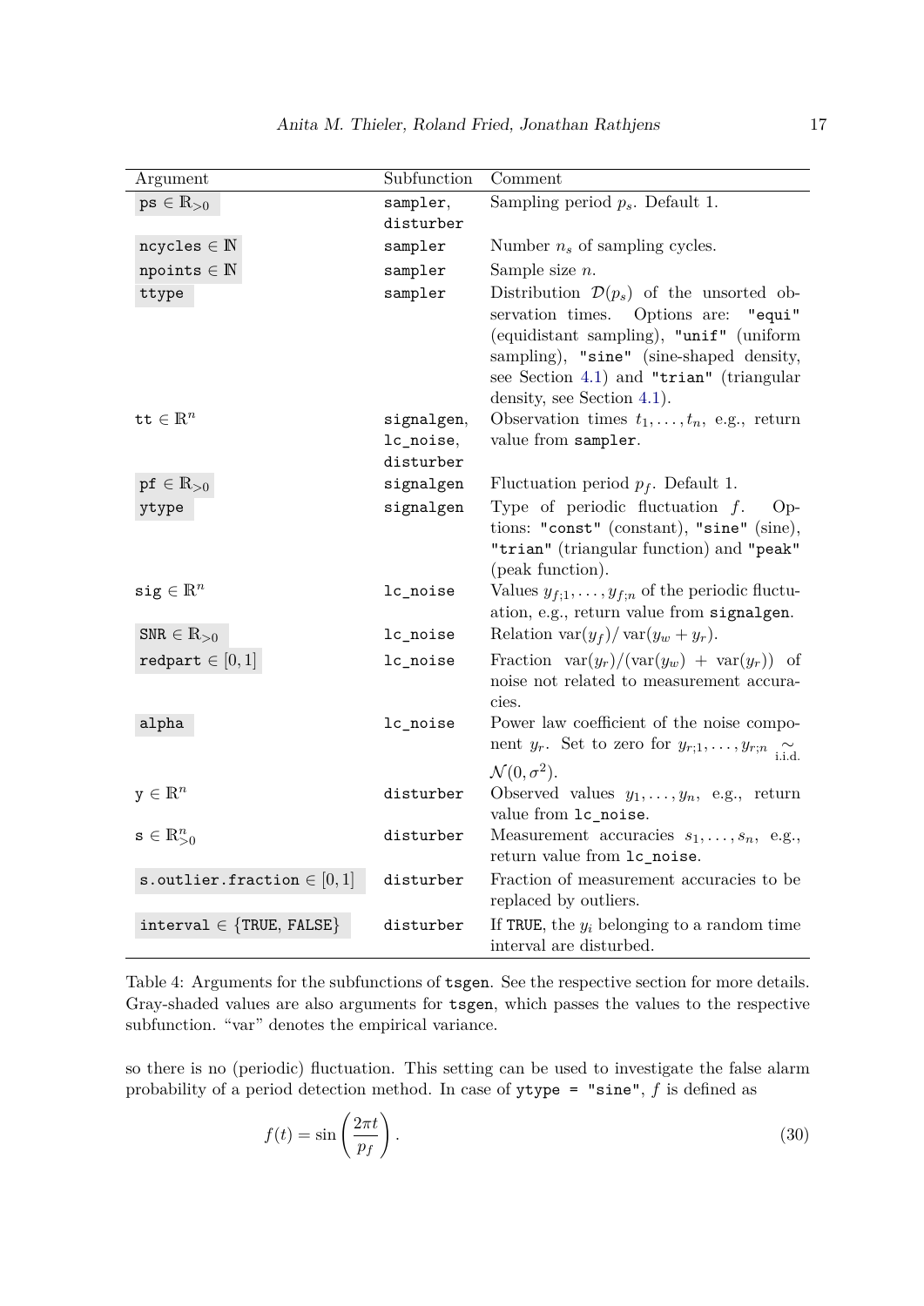| Argument | Subfunction | Comment |
|---|---|---|
| `ps` $\in \mathbb{R}_{>0}$ | `sampler`, `disturber` | Sampling period $p_s$. Default 1. |
| `ncycles` $\in \mathbb{N}$ | `sampler` | Number $n_s$ of sampling cycles. |
| `npoints` $\in \mathbb{N}$ | `sampler` | Sample size $n$. |
| `ttype` | `sampler` | Distribution $\mathcal{D}(p_s)$ of the unsorted observation times. Options are: `"equi"` (equidistant sampling), `"unif"` (uniform sampling), `"sine"` (sine-shaped density, see Section 4.1) and `"trian"` (triangular density, see Section 4.1). |
| `tt` $\in \mathbb{R}^n$ | `signalgen`, `lc_noise`, `disturber` | Observation times $t_1, \ldots, t_n$, e.g., return value from `sampler`. |
| `pf` $\in \mathbb{R}_{>0}$ | `signalgen` | Fluctuation period $p_f$. Default 1. |
| `ytype` | `signalgen` | Type of periodic fluctuation $f$. Options: `"const"` (constant), `"sine"` (sine), `"trian"` (triangular function) and `"peak"` (peak function). |
| `sig` $\in \mathbb{R}^n$ | `lc_noise` | Values $y_{f;1}, \ldots, y_{f;n}$ of the periodic fluctuation, e.g., return value from `signalgen`. |
| `SNR` $\in \mathbb{R}_{>0}$ | `lc_noise` | Relation $\mathrm{var}(y_f)/\,\mathrm{var}(y_w + y_r)$. |
| `redpart` $\in [0, 1]$ | `lc_noise` | Fraction $\mathrm{var}(y_r)/(\mathrm{var}(y_w) + \mathrm{var}(y_r))$ of noise not related to measurement accuracies. |
| `alpha` | `lc_noise` | Power law coefficient of the noise component $y_r$. Set to zero for $y_{r;1}, \ldots, y_{r;n} \underset{\text{i.i.d.}}{\sim} \mathcal{N}(0, \sigma^2)$. |
| `y` $\in \mathbb{R}^n$ | `disturber` | Observed values $y_1, \ldots, y_n$, e.g., return value from `lc_noise`. |
| `s` $\in \mathbb{R}^n_{>0}$ | `disturber` | Measurement accuracies $s_1, \ldots, s_n$, e.g., return value from `lc_noise`. |
| `s.outlier.fraction` $\in [0, 1]$ | `disturber` | Fraction of measurement accuracies to be replaced by outliers. |
| `interval` $\in$ {`TRUE`, `FALSE`} | `disturber` | If `TRUE`, the $y_i$ belonging to a random time interval are disturbed. |

Table 4: Arguments for the subfunctions of `tsgen`. See the respective section for more details. Gray-shaded values are also arguments for `tsgen`, which passes the values to the respective subfunction. "var" denotes the empirical variance.

so there is no (periodic) fluctuation. This setting can be used to investigate the false alarm probability of a period detection method. In case of `ytype = "sine"`, $f$ is defined as

$$f(t) = \sin\left(\frac{2\pi t}{p_f}\right). \tag{30}$$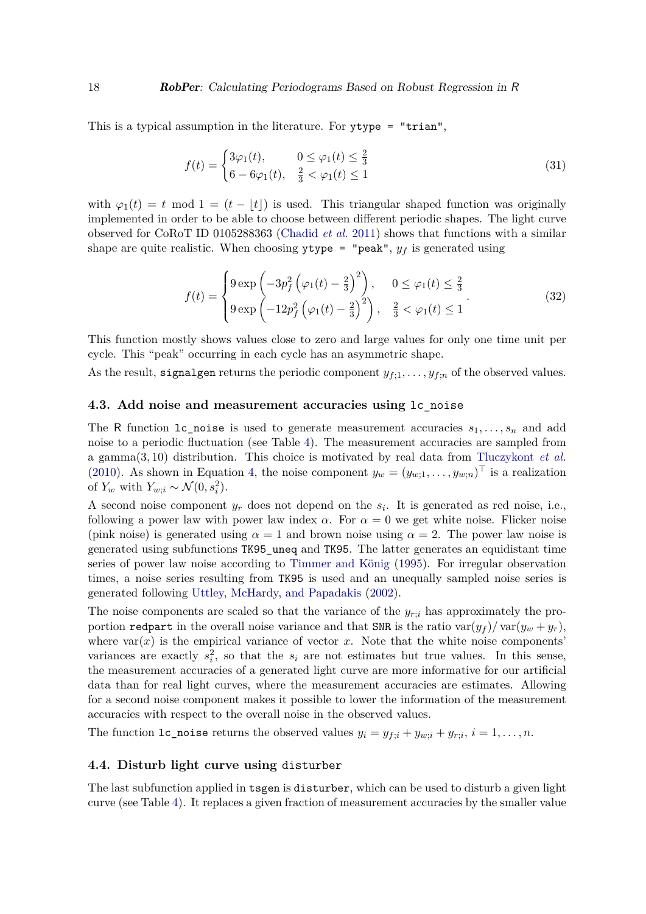This is a typical assumption in the literature. For `ytype = "trian"`,

$$f(t) = \begin{cases} 3\varphi_1(t), & 0 \le \varphi_1(t) \le \frac{2}{3} \\ 6 - 6\varphi_1(t), & \frac{2}{3} < \varphi_1(t) \le 1 \end{cases} \tag{31}$$

with $\varphi_1(t) = t \bmod 1 = (t - \lfloor t \rfloor)$ is used. This triangular shaped function was originally implemented in order to be able to choose between different periodic shapes. The light curve observed for CoRoT ID 0105288363 (Chadid *et al.* 2011) shows that functions with a similar shape are quite realistic. When choosing `ytype = "peak"`, $y_f$ is generated using

$$f(t) = \begin{cases} 9\exp\left(-3p_f^2\left(\varphi_1(t) - \frac{2}{3}\right)^2\right), & 0 \le \varphi_1(t) \le \frac{2}{3} \\ 9\exp\left(-12p_f^2\left(\varphi_1(t) - \frac{2}{3}\right)^2\right), & \frac{2}{3} < \varphi_1(t) \le 1 \end{cases}. \tag{32}$$

This function mostly shows values close to zero and large values for only one time unit per cycle. This "peak" occurring in each cycle has an asymmetric shape.

As the result, `signalgen` returns the periodic component $y_{f;1}, \dots, y_{f;n}$ of the observed values.

### 4.3. Add noise and measurement accuracies using `lc_noise`

The R function `lc_noise` is used to generate measurement accuracies $s_1, \dots, s_n$ and add noise to a periodic fluctuation (see Table 4). The measurement accuracies are sampled from a gamma$(3, 10)$ distribution. This choice is motivated by real data from Tluczykont *et al.* (2010). As shown in Equation 4, the noise component $y_w = (y_{w;1}, \dots, y_{w;n})^\top$ is a realization of $Y_w$ with $Y_{w;i} \sim \mathcal{N}(0, s_i^2)$.

A second noise component $y_r$ does not depend on the $s_i$. It is generated as red noise, i.e., following a power law with power law index $\alpha$. For $\alpha = 0$ we get white noise. Flicker noise (pink noise) is generated using $\alpha = 1$ and brown noise using $\alpha = 2$. The power law noise is generated using subfunctions `TK95_uneq` and `TK95`. The latter generates an equidistant time series of power law noise according to Timmer and König (1995). For irregular observation times, a noise series resulting from `TK95` is used and an unequally sampled noise series is generated following Uttley, McHardy, and Papadakis (2002).

The noise components are scaled so that the variance of the $y_{r;i}$ has approximately the proportion `redpart` in the overall noise variance and that `SNR` is the ratio $\text{var}(y_f)/\,\text{var}(y_w + y_r)$, where $\text{var}(x)$ is the empirical variance of vector $x$. Note that the white noise components' variances are exactly $s_i^2$, so that the $s_i$ are not estimates but true values. In this sense, the measurement accuracies of a generated light curve are more informative for our artificial data than for real light curves, where the measurement accuracies are estimates. Allowing for a second noise component makes it possible to lower the information of the measurement accuracies with respect to the overall noise in the observed values.

The function `lc_noise` returns the observed values $y_i = y_{f;i} + y_{w;i} + y_{r;i}$, $i = 1, \dots, n$.

### 4.4. Disturb light curve using `disturber`

The last subfunction applied in `tsgen` is `disturber`, which can be used to disturb a given light curve (see Table 4). It replaces a given fraction of measurement accuracies by the smaller value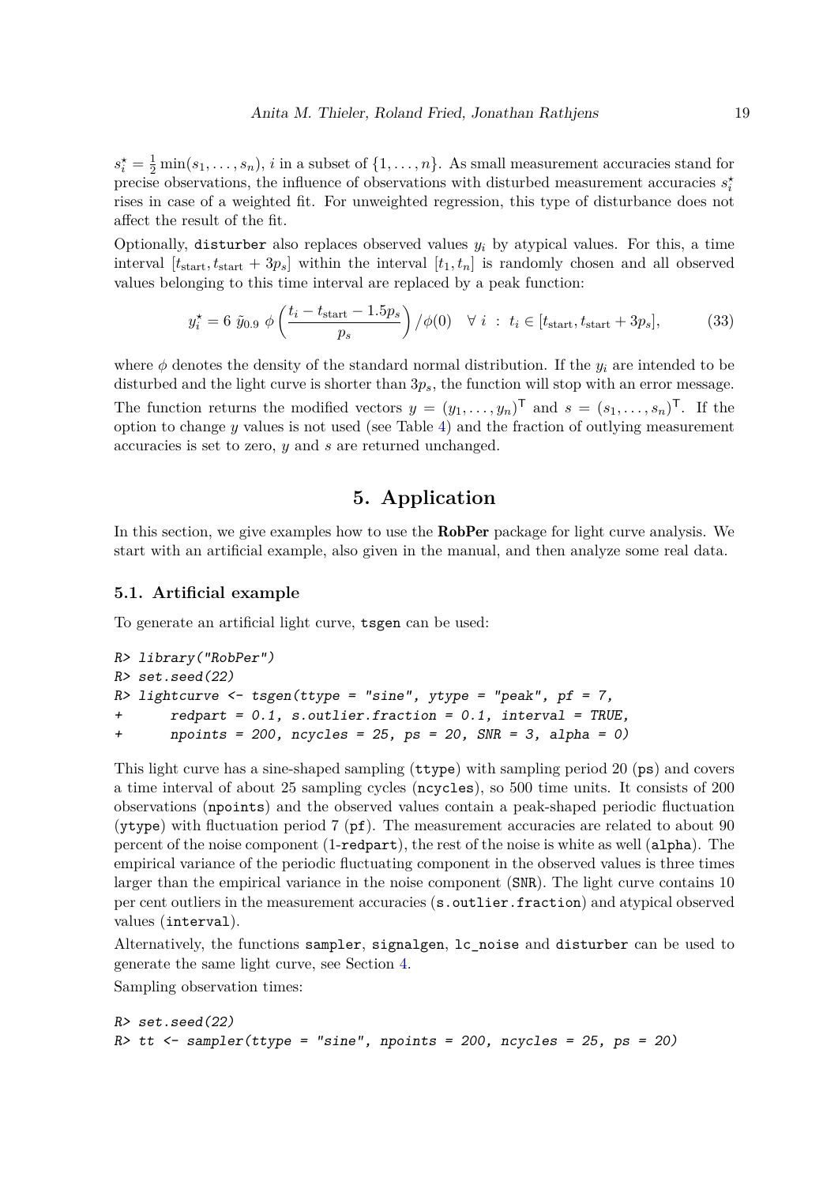$s_i^\star = \frac{1}{2}\min(s_1,\ldots,s_n)$, $i$ in a subset of $\{1,\ldots,n\}$. As small measurement accuracies stand for precise observations, the influence of observations with disturbed measurement accuracies $s_i^\star$ rises in case of a weighted fit. For unweighted regression, this type of disturbance does not affect the result of the fit.

Optionally, disturber also replaces observed values $y_i$ by atypical values. For this, a time interval $[t_{\text{start}}, t_{\text{start}} + 3p_s]$ within the interval $[t_1, t_n]$ is randomly chosen and all observed values belonging to this time interval are replaced by a peak function:

$$y_i^\star = 6\ \tilde{y}_{0.9}\ \phi\left(\frac{t_i - t_{\text{start}} - 1.5p_s}{p_s}\right)/\phi(0) \quad \forall\ i\ :\ t_i \in [t_{\text{start}}, t_{\text{start}} + 3p_s], \tag{33}$$

where $\phi$ denotes the density of the standard normal distribution. If the $y_i$ are intended to be disturbed and the light curve is shorter than $3p_s$, the function will stop with an error message. The function returns the modified vectors $y = (y_1,\ldots,y_n)^\mathsf{T}$ and $s = (s_1,\ldots,s_n)^\mathsf{T}$. If the option to change $y$ values is not used (see Table 4) and the fraction of outlying measurement accuracies is set to zero, $y$ and $s$ are returned unchanged.

# 5. Application

In this section, we give examples how to use the **RobPer** package for light curve analysis. We start with an artificial example, also given in the manual, and then analyze some real data.

## 5.1. Artificial example

To generate an artificial light curve, tsgen can be used:

```
R> library("RobPer")
R> set.seed(22)
R> lightcurve <- tsgen(ttype = "sine", ytype = "peak", pf = 7,
+       redpart = 0.1, s.outlier.fraction = 0.1, interval = TRUE,
+       npoints = 200, ncycles = 25, ps = 20, SNR = 3, alpha = 0)
```

This light curve has a sine-shaped sampling (ttype) with sampling period 20 (ps) and covers a time interval of about 25 sampling cycles (ncycles), so 500 time units. It consists of 200 observations (npoints) and the observed values contain a peak-shaped periodic fluctuation (ytype) with fluctuation period 7 (pf). The measurement accuracies are related to about 90 percent of the noise component (1-redpart), the rest of the noise is white as well (alpha). The empirical variance of the periodic fluctuating component in the observed values is three times larger than the empirical variance in the noise component (SNR). The light curve contains 10 per cent outliers in the measurement accuracies (s.outlier.fraction) and atypical observed values (interval).

Alternatively, the functions sampler, signalgen, lc_noise and disturber can be used to generate the same light curve, see Section 4.

Sampling observation times:

```
R> set.seed(22)
R> tt <- sampler(ttype = "sine", npoints = 200, ncycles = 25, ps = 20)
```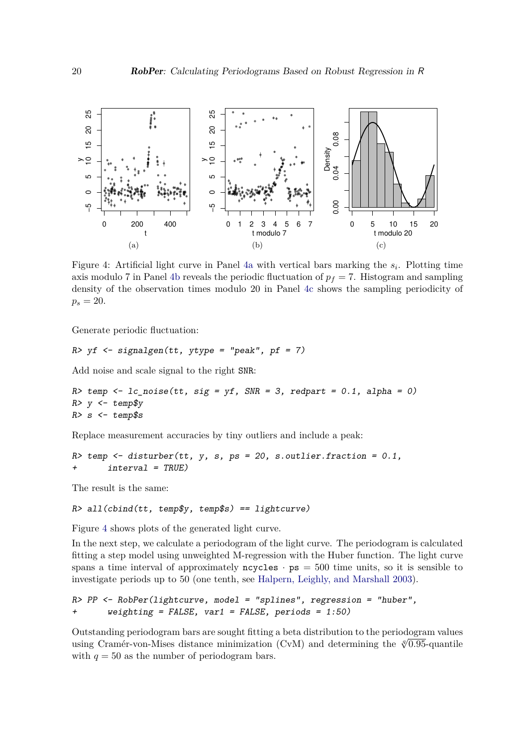Figure 4: Artificial light curve in Panel 4a with vertical bars marking the $s_i$. Plotting time axis modulo 7 in Panel 4b reveals the periodic fluctuation of $p_f = 7$. Histogram and sampling density of the observation times modulo 20 in Panel 4c shows the sampling periodicity of $p_s = 20$.

Generate periodic fluctuation:

```
R> yf <- signalgen(tt, ytype = "peak", pf = 7)
```

Add noise and scale signal to the right SNR:

```
R> temp <- lc_noise(tt, sig = yf, SNR = 3, redpart = 0.1, alpha = 0)
R> y <- temp$y
R> s <- temp$s
```

Replace measurement accuracies by tiny outliers and include a peak:

```
R> temp <- disturber(tt, y, s, ps = 20, s.outlier.fraction = 0.1,
+      interval = TRUE)
```

The result is the same:

```
R> all(cbind(tt, temp$y, temp$s) == lightcurve)
```

Figure 4 shows plots of the generated light curve.

In the next step, we calculate a periodogram of the light curve. The periodogram is calculated fitting a step model using unweighted M-regression with the Huber function. The light curve spans a time interval of approximately `ncycles` · `ps` = 500 time units, so it is sensible to investigate periods up to 50 (one tenth, see Halpern, Leighly, and Marshall 2003).

```
R> PP <- RobPer(lightcurve, model = "splines", regression = "huber",
+      weighting = FALSE, var1 = FALSE, periods = 1:50)
```

Outstanding periodogram bars are sought fitting a beta distribution to the periodogram values using Cramér-von-Mises distance minimization (CvM) and determining the $\sqrt[q]{0.95}$-quantile with $q = 50$ as the number of periodogram bars.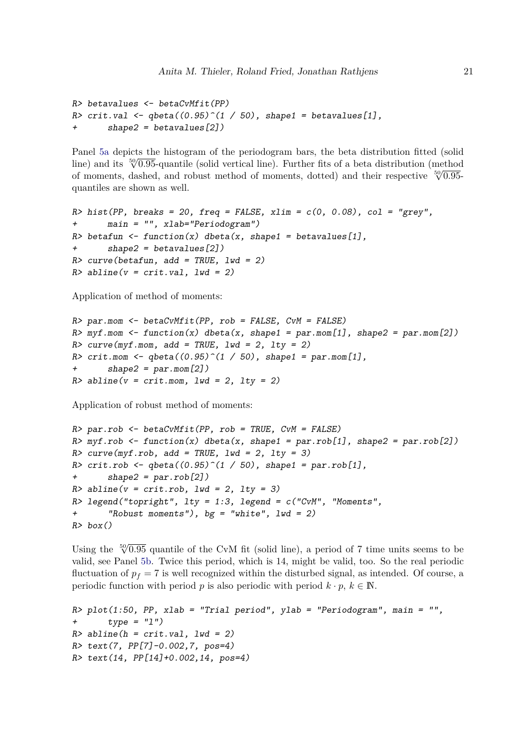```
R> betavalues <- betaCvMfit(PP)
R> crit.val <- qbeta((0.95)^(1 / 50), shape1 = betavalues[1],
+      shape2 = betavalues[2])
```

Panel 5a depicts the histogram of the periodogram bars, the beta distribution fitted (solid line) and its $\sqrt[50]{0.95}$-quantile (solid vertical line). Further fits of a beta distribution (method of moments, dashed, and robust method of moments, dotted) and their respective $\sqrt[50]{0.95}$-quantiles are shown as well.

```
R> hist(PP, breaks = 20, freq = FALSE, xlim = c(0, 0.08), col = "grey",
+      main = "", xlab="Periodogram")
R> betafun <- function(x) dbeta(x, shape1 = betavalues[1],
+      shape2 = betavalues[2])
R> curve(betafun, add = TRUE, lwd = 2)
R> abline(v = crit.val, lwd = 2)
```

Application of method of moments:

```
R> par.mom <- betaCvMfit(PP, rob = FALSE, CvM = FALSE)
R> myf.mom <- function(x) dbeta(x, shape1 = par.mom[1], shape2 = par.mom[2])
R> curve(myf.mom, add = TRUE, lwd = 2, lty = 2)
R> crit.mom <- qbeta((0.95)^(1 / 50), shape1 = par.mom[1],
+      shape2 = par.mom[2])
R> abline(v = crit.mom, lwd = 2, lty = 2)
```

Application of robust method of moments:

```
R> par.rob <- betaCvMfit(PP, rob = TRUE, CvM = FALSE)
R> myf.rob <- function(x) dbeta(x, shape1 = par.rob[1], shape2 = par.rob[2])
R> curve(myf.rob, add = TRUE, lwd = 2, lty = 3)
R> crit.rob <- qbeta((0.95)^(1 / 50), shape1 = par.rob[1],
+      shape2 = par.rob[2])
R> abline(v = crit.rob, lwd = 2, lty = 3)
R> legend("topright", lty = 1:3, legend = c("CvM", "Moments",
+      "Robust moments"), bg = "white", lwd = 2)
R> box()
```

Using the $\sqrt[50]{0.95}$ quantile of the CvM fit (solid line), a period of 7 time units seems to be valid, see Panel 5b. Twice this period, which is 14, might be valid, too. So the real periodic fluctuation of $p_f = 7$ is well recognized within the disturbed signal, as intended. Of course, a periodic function with period $p$ is also periodic with period $k \cdot p$, $k \in \mathbb{N}$.

```
R> plot(1:50, PP, xlab = "Trial period", ylab = "Periodogram", main = "",
+      type = "l")
R> abline(h = crit.val, lwd = 2)
R> text(7, PP[7]-0.002,7, pos=4)
R> text(14, PP[14]+0.002,14, pos=4)
```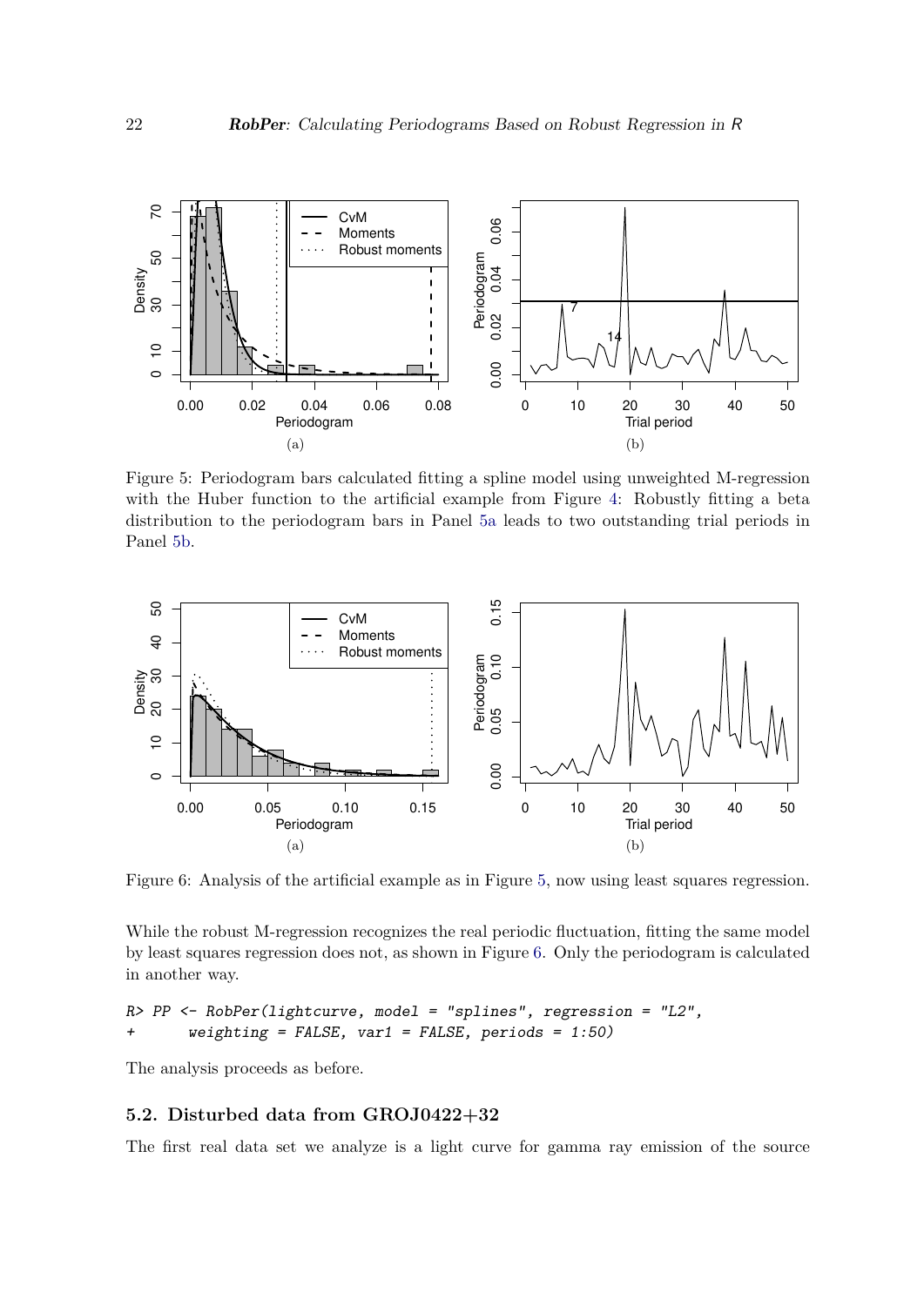(a)

(b)

Figure 5: Periodogram bars calculated fitting a spline model using unweighted M-regression with the Huber function to the artificial example from Figure 4: Robustly fitting a beta distribution to the periodogram bars in Panel 5a leads to two outstanding trial periods in Panel 5b.

(a)

(b)

Figure 6: Analysis of the artificial example as in Figure 5, now using least squares regression.

While the robust M-regression recognizes the real periodic fluctuation, fitting the same model by least squares regression does not, as shown in Figure 6. Only the periodogram is calculated in another way.

```
R> PP <- RobPer(lightcurve, model = "splines", regression = "L2",
+      weighting = FALSE, var1 = FALSE, periods = 1:50)
```

The analysis proceeds as before.

### 5.2. Disturbed data from GROJ0422+32

The first real data set we analyze is a light curve for gamma ray emission of the source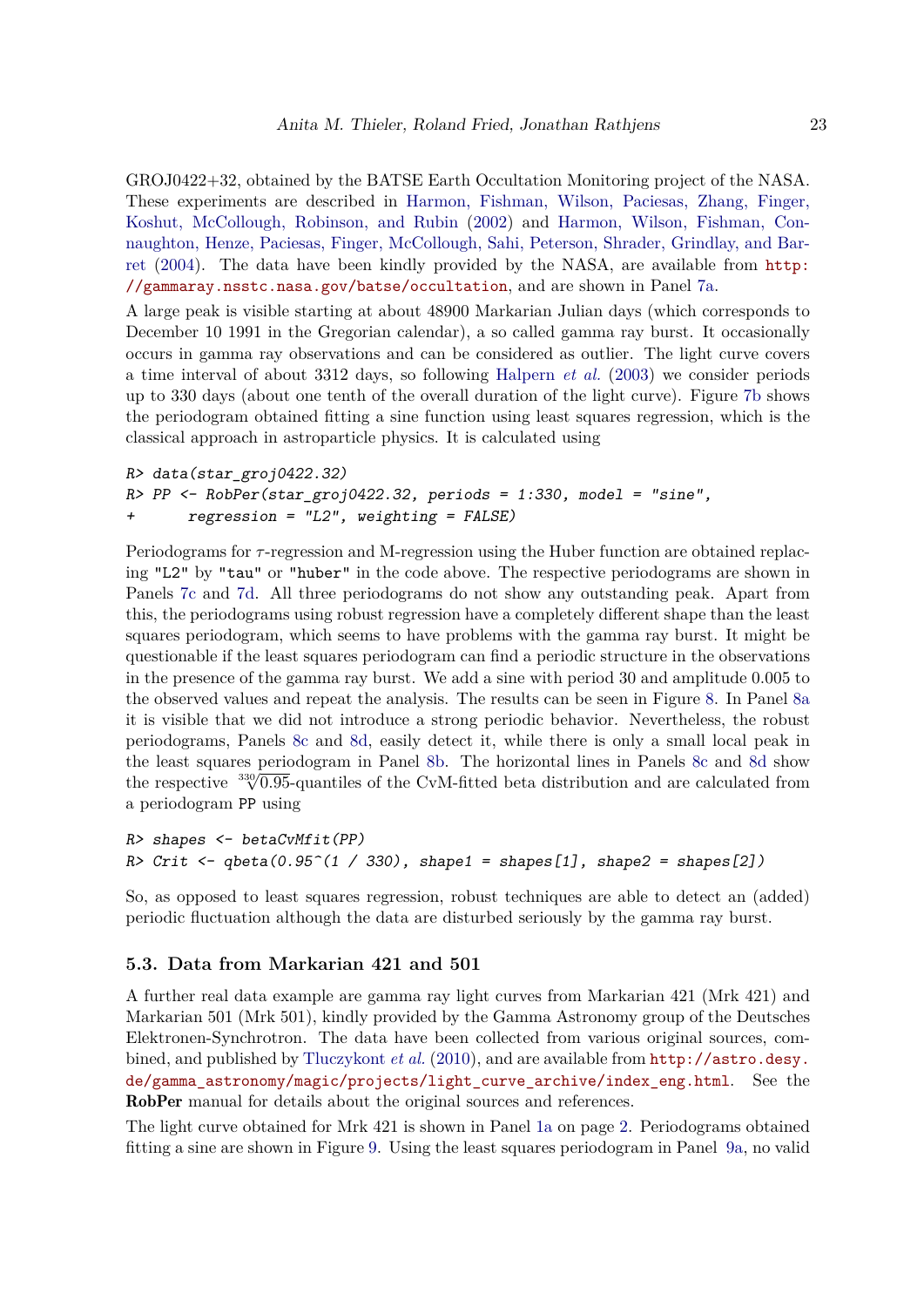GROJ0422+32, obtained by the BATSE Earth Occultation Monitoring project of the NASA. These experiments are described in Harmon, Fishman, Wilson, Paciesas, Zhang, Finger, Koshut, McCollough, Robinson, and Rubin (2002) and Harmon, Wilson, Fishman, Connaughton, Henze, Paciesas, Finger, McCollough, Sahi, Peterson, Shrader, Grindlay, and Barret (2004). The data have been kindly provided by the NASA, are available from http://gammaray.nsstc.nasa.gov/batse/occultation, and are shown in Panel 7a.

A large peak is visible starting at about 48900 Markarian Julian days (which corresponds to December 10 1991 in the Gregorian calendar), a so called gamma ray burst. It occasionally occurs in gamma ray observations and can be considered as outlier. The light curve covers a time interval of about 3312 days, so following Halpern *et al.* (2003) we consider periods up to 330 days (about one tenth of the overall duration of the light curve). Figure 7b shows the periodogram obtained fitting a sine function using least squares regression, which is the classical approach in astroparticle physics. It is calculated using

```
R> data(star_groj0422.32)
R> PP <- RobPer(star_groj0422.32, periods = 1:330, model = "sine",
+      regression = "L2", weighting = FALSE)
```

Periodograms for $\tau$-regression and M-regression using the Huber function are obtained replacing "L2" by "tau" or "huber" in the code above. The respective periodograms are shown in Panels 7c and 7d. All three periodograms do not show any outstanding peak. Apart from this, the periodograms using robust regression have a completely different shape than the least squares periodogram, which seems to have problems with the gamma ray burst. It might be questionable if the least squares periodogram can find a periodic structure in the observations in the presence of the gamma ray burst. We add a sine with period 30 and amplitude 0.005 to the observed values and repeat the analysis. The results can be seen in Figure 8. In Panel 8a it is visible that we did not introduce a strong periodic behavior. Nevertheless, the robust periodograms, Panels 8c and 8d, easily detect it, while there is only a small local peak in the least squares periodogram in Panel 8b. The horizontal lines in Panels 8c and 8d show the respective $\sqrt[330]{0.95}$-quantiles of the CvM-fitted beta distribution and are calculated from a periodogram PP using

```
R> shapes <- betaCvMfit(PP)
R> Crit <- qbeta(0.95^(1 / 330), shape1 = shapes[1], shape2 = shapes[2])
```

So, as opposed to least squares regression, robust techniques are able to detect an (added) periodic fluctuation although the data are disturbed seriously by the gamma ray burst.

### 5.3. Data from Markarian 421 and 501

A further real data example are gamma ray light curves from Markarian 421 (Mrk 421) and Markarian 501 (Mrk 501), kindly provided by the Gamma Astronomy group of the Deutsches Elektronen-Synchrotron. The data have been collected from various original sources, combined, and published by Tluczykont *et al.* (2010), and are available from http://astro.desy.de/gamma_astronomy/magic/projects/light_curve_archive/index_eng.html. See the **RobPer** manual for details about the original sources and references.

The light curve obtained for Mrk 421 is shown in Panel 1a on page 2. Periodograms obtained fitting a sine are shown in Figure 9. Using the least squares periodogram in Panel 9a, no valid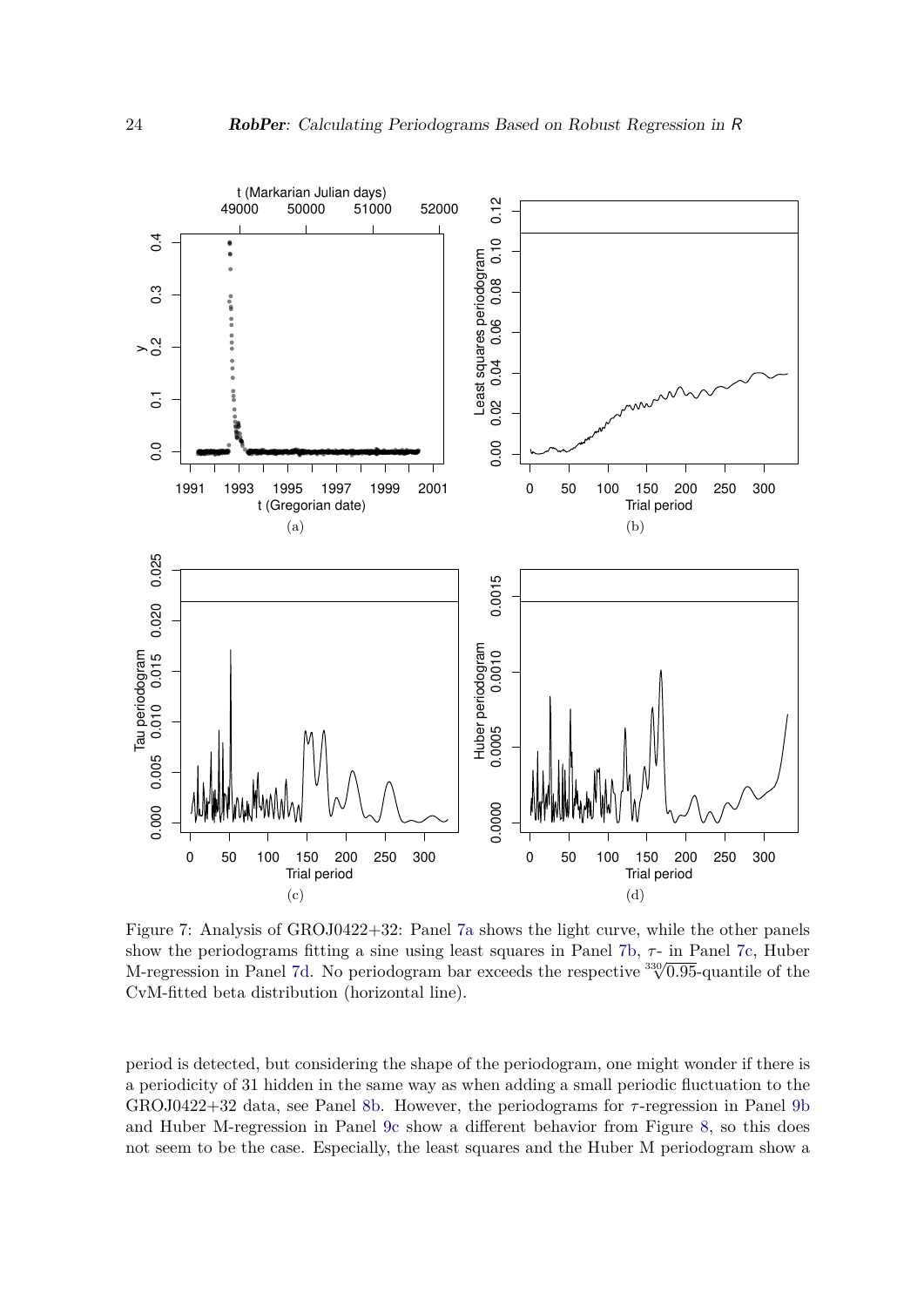Figure 7: Analysis of GROJ0422+32: Panel 7a shows the light curve, while the other panels show the periodograms fitting a sine using least squares in Panel 7b, $\tau$- in Panel 7c, Huber M-regression in Panel 7d. No periodogram bar exceeds the respective $\sqrt[330]{0.95}$-quantile of the CvM-fitted beta distribution (horizontal line).

period is detected, but considering the shape of the periodogram, one might wonder if there is a periodicity of 31 hidden in the same way as when adding a small periodic fluctuation to the GROJ0422+32 data, see Panel 8b. However, the periodograms for $\tau$-regression in Panel 9b and Huber M-regression in Panel 9c show a different behavior from Figure 8, so this does not seem to be the case. Especially, the least squares and the Huber M periodogram show a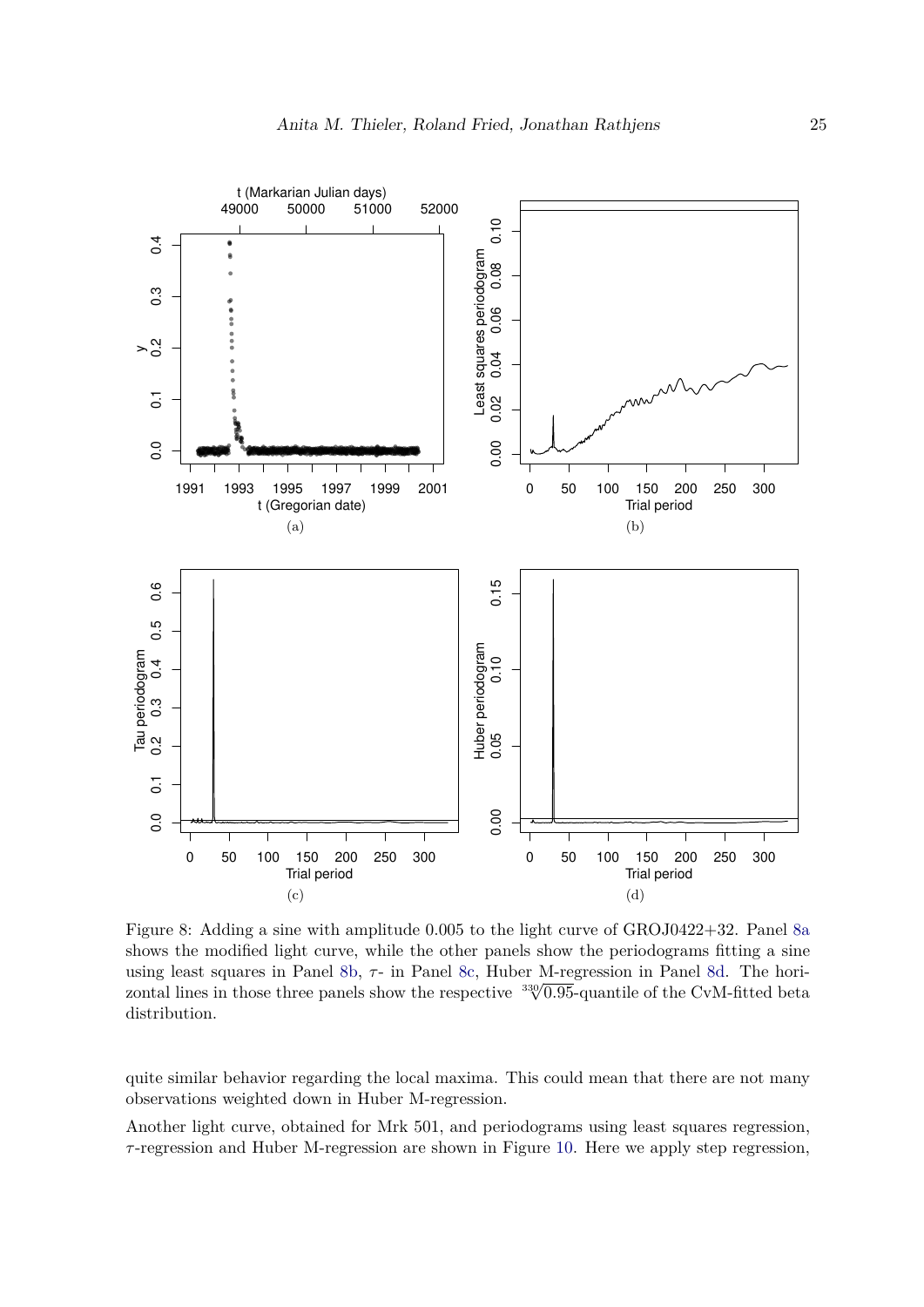Figure 8: Adding a sine with amplitude 0.005 to the light curve of GROJ0422+32. Panel 8a shows the modified light curve, while the other panels show the periodograms fitting a sine using least squares in Panel 8b, $\tau$- in Panel 8c, Huber M-regression in Panel 8d. The horizontal lines in those three panels show the respective $\sqrt[330]{0.95}$-quantile of the CvM-fitted beta distribution.

quite similar behavior regarding the local maxima. This could mean that there are not many observations weighted down in Huber M-regression.

Another light curve, obtained for Mrk 501, and periodograms using least squares regression, $\tau$-regression and Huber M-regression are shown in Figure 10. Here we apply step regression,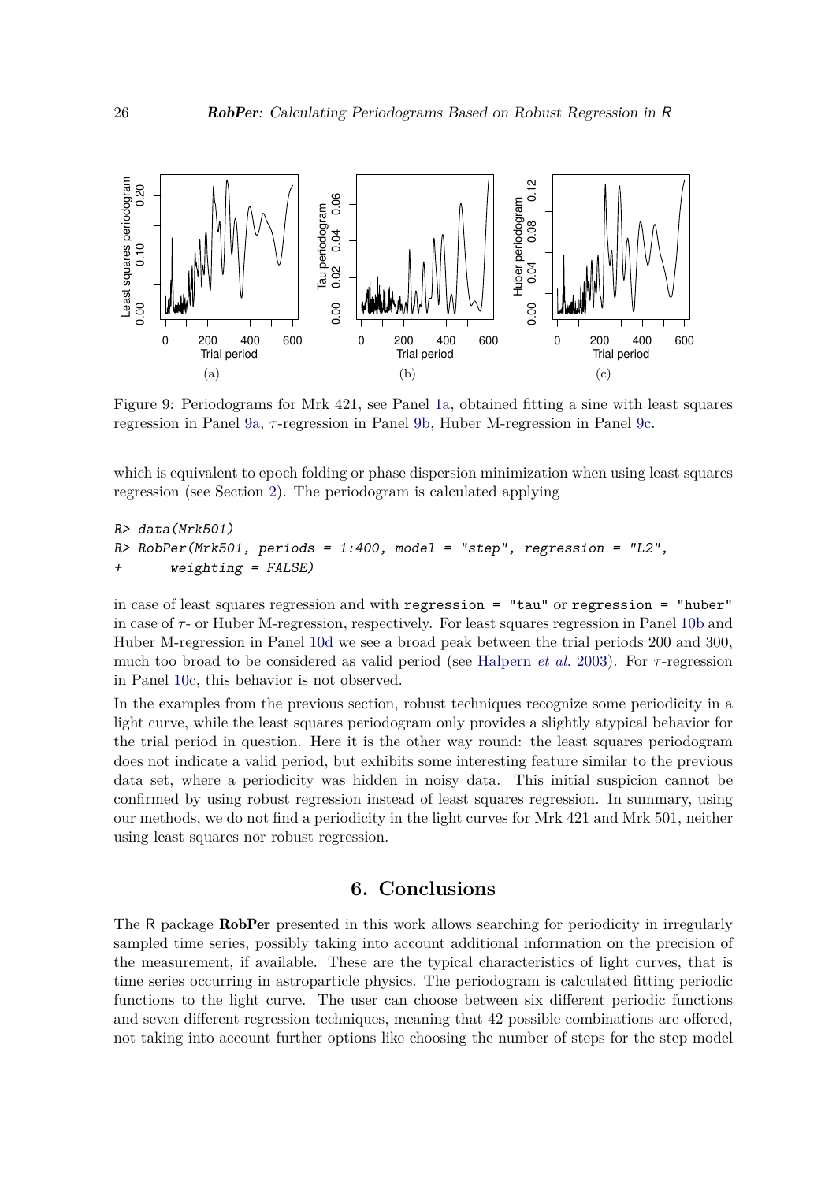Figure 9: Periodograms for Mrk 421, see Panel 1a, obtained fitting a sine with least squares regression in Panel 9a, $\tau$-regression in Panel 9b, Huber M-regression in Panel 9c.

which is equivalent to epoch folding or phase dispersion minimization when using least squares regression (see Section 2). The periodogram is calculated applying

```
R> data(Mrk501)
R> RobPer(Mrk501, periods = 1:400, model = "step", regression = "L2",
+      weighting = FALSE)
```

in case of least squares regression and with `regression = "tau"` or `regression = "huber"` in case of $\tau$- or Huber M-regression, respectively. For least squares regression in Panel 10b and Huber M-regression in Panel 10d we see a broad peak between the trial periods 200 and 300, much too broad to be considered as valid period (see Halpern *et al.* 2003). For $\tau$-regression in Panel 10c, this behavior is not observed.

In the examples from the previous section, robust techniques recognize some periodicity in a light curve, while the least squares periodogram only provides a slightly atypical behavior for the trial period in question. Here it is the other way round: the least squares periodogram does not indicate a valid period, but exhibits some interesting feature similar to the previous data set, where a periodicity was hidden in noisy data. This initial suspicion cannot be confirmed by using robust regression instead of least squares regression. In summary, using our methods, we do not find a periodicity in the light curves for Mrk 421 and Mrk 501, neither using least squares nor robust regression.

## 6. Conclusions

The R package **RobPer** presented in this work allows searching for periodicity in irregularly sampled time series, possibly taking into account additional information on the precision of the measurement, if available. These are the typical characteristics of light curves, that is time series occurring in astroparticle physics. The periodogram is calculated fitting periodic functions to the light curve. The user can choose between six different periodic functions and seven different regression techniques, meaning that 42 possible combinations are offered, not taking into account further options like choosing the number of steps for the step model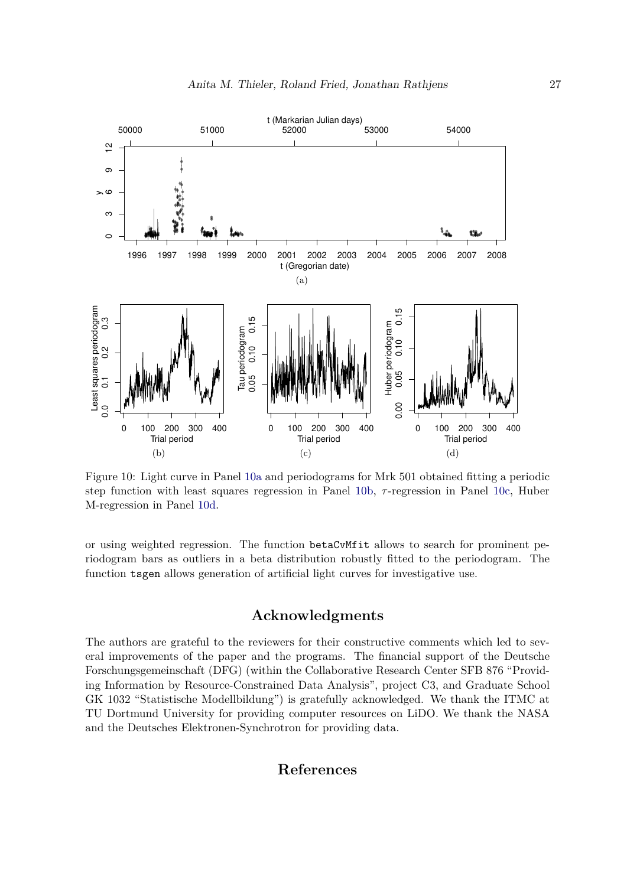Figure 10: Light curve in Panel 10a and periodograms for Mrk 501 obtained fitting a periodic step function with least squares regression in Panel 10b, $\tau$-regression in Panel 10c, Huber M-regression in Panel 10d.

or using weighted regression. The function `betaCvMfit` allows to search for prominent periodogram bars as outliers in a beta distribution robustly fitted to the periodogram. The function `tsgen` allows generation of artificial light curves for investigative use.

## Acknowledgments

The authors are grateful to the reviewers for their constructive comments which led to several improvements of the paper and the programs. The financial support of the Deutsche Forschungsgemeinschaft (DFG) (within the Collaborative Research Center SFB 876 "Providing Information by Resource-Constrained Data Analysis", project C3, and Graduate School GK 1032 "Statistische Modellbildung") is gratefully acknowledged. We thank the ITMC at TU Dortmund University for providing computer resources on LiDO. We thank the NASA and the Deutsches Elektronen-Synchrotron for providing data.

## References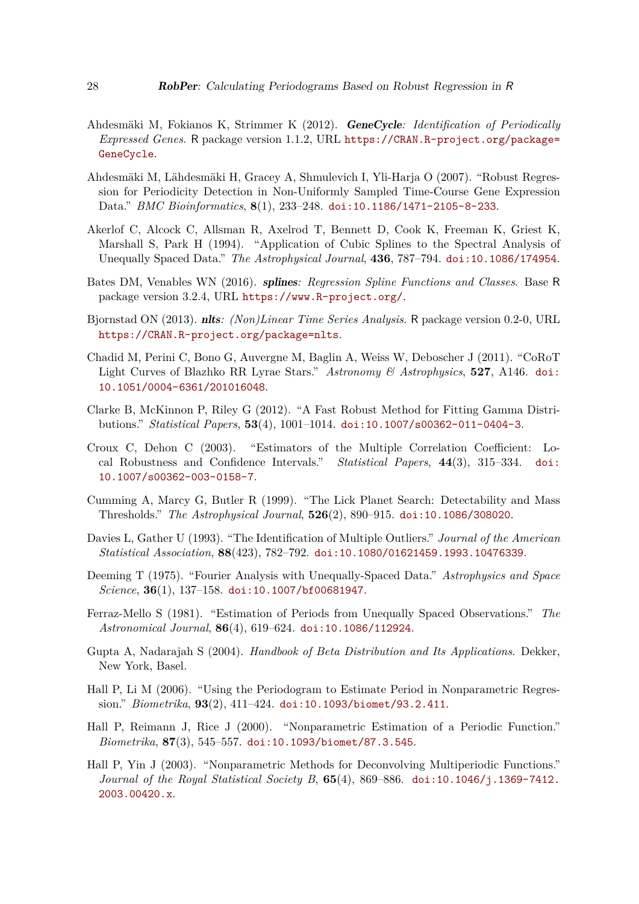Ahdesmäki M, Fokianos K, Strimmer K (2012). ***GeneCycle**: Identification of Periodically Expressed Genes*. R package version 1.1.2, URL https://CRAN.R-project.org/package=GeneCycle.

Ahdesmäki M, Lähdesmäki H, Gracey A, Shmulevich I, Yli-Harja O (2007). "Robust Regression for Periodicity Detection in Non-Uniformly Sampled Time-Course Gene Expression Data." *BMC Bioinformatics*, **8**(1), 233–248. doi:10.1186/1471-2105-8-233.

Akerlof C, Alcock C, Allsman R, Axelrod T, Bennett D, Cook K, Freeman K, Griest K, Marshall S, Park H (1994). "Application of Cubic Splines to the Spectral Analysis of Unequally Spaced Data." *The Astrophysical Journal*, **436**, 787–794. doi:10.1086/174954.

Bates DM, Venables WN (2016). ***splines**: Regression Spline Functions and Classes*. Base R package version 3.2.4, URL https://www.R-project.org/.

Bjornstad ON (2013). ***nlts**: (Non)Linear Time Series Analysis*. R package version 0.2-0, URL https://CRAN.R-project.org/package=nlts.

Chadid M, Perini C, Bono G, Auvergne M, Baglin A, Weiss W, Deboscher J (2011). "CoRoT Light Curves of Blazhko RR Lyrae Stars." *Astronomy & Astrophysics*, **527**, A146. doi:10.1051/0004-6361/201016048.

Clarke B, McKinnon P, Riley G (2012). "A Fast Robust Method for Fitting Gamma Distributions." *Statistical Papers*, **53**(4), 1001–1014. doi:10.1007/s00362-011-0404-3.

Croux C, Dehon C (2003). "Estimators of the Multiple Correlation Coefficient: Local Robustness and Confidence Intervals." *Statistical Papers*, **44**(3), 315–334. doi:10.1007/s00362-003-0158-7.

Cumming A, Marcy G, Butler R (1999). "The Lick Planet Search: Detectability and Mass Thresholds." *The Astrophysical Journal*, **526**(2), 890–915. doi:10.1086/308020.

Davies L, Gather U (1993). "The Identification of Multiple Outliers." *Journal of the American Statistical Association*, **88**(423), 782–792. doi:10.1080/01621459.1993.10476339.

Deeming T (1975). "Fourier Analysis with Unequally-Spaced Data." *Astrophysics and Space Science*, **36**(1), 137–158. doi:10.1007/bf00681947.

Ferraz-Mello S (1981). "Estimation of Periods from Unequally Spaced Observations." *The Astronomical Journal*, **86**(4), 619–624. doi:10.1086/112924.

Gupta A, Nadarajah S (2004). *Handbook of Beta Distribution and Its Applications*. Dekker, New York, Basel.

Hall P, Li M (2006). "Using the Periodogram to Estimate Period in Nonparametric Regression." *Biometrika*, **93**(2), 411–424. doi:10.1093/biomet/93.2.411.

Hall P, Reimann J, Rice J (2000). "Nonparametric Estimation of a Periodic Function." *Biometrika*, **87**(3), 545–557. doi:10.1093/biomet/87.3.545.

Hall P, Yin J (2003). "Nonparametric Methods for Deconvolving Multiperiodic Functions." *Journal of the Royal Statistical Society B*, **65**(4), 869–886. doi:10.1046/j.1369-7412.2003.00420.x.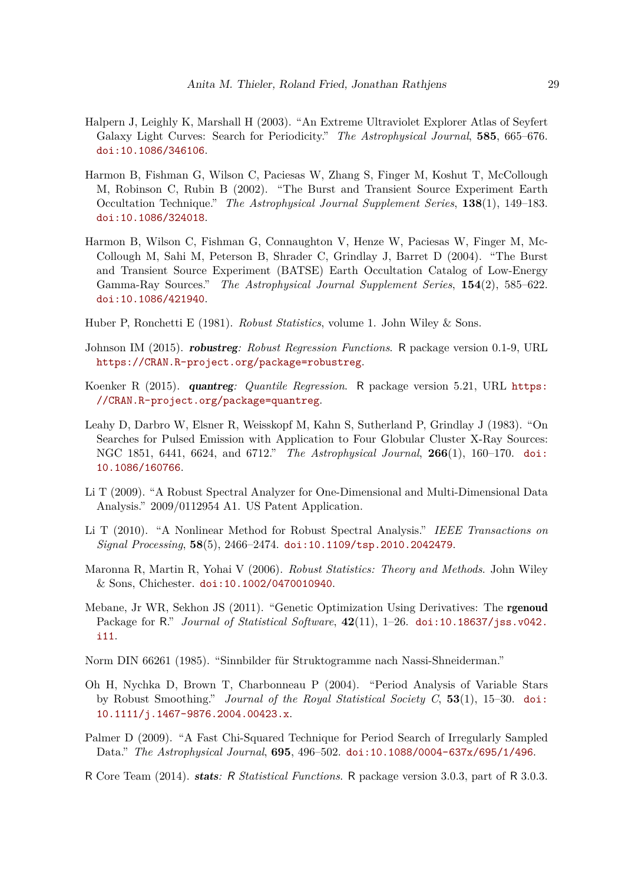Halpern J, Leighly K, Marshall H (2003). "An Extreme Ultraviolet Explorer Atlas of Seyfert Galaxy Light Curves: Search for Periodicity." *The Astrophysical Journal*, **585**, 665–676. doi:10.1086/346106.

Harmon B, Fishman G, Wilson C, Paciesas W, Zhang S, Finger M, Koshut T, McCollough M, Robinson C, Rubin B (2002). "The Burst and Transient Source Experiment Earth Occultation Technique." *The Astrophysical Journal Supplement Series*, **138**(1), 149–183. doi:10.1086/324018.

Harmon B, Wilson C, Fishman G, Connaughton V, Henze W, Paciesas W, Finger M, McCollough M, Sahi M, Peterson B, Shrader C, Grindlay J, Barret D (2004). "The Burst and Transient Source Experiment (BATSE) Earth Occultation Catalog of Low-Energy Gamma-Ray Sources." *The Astrophysical Journal Supplement Series*, **154**(2), 585–622. doi:10.1086/421940.

Huber P, Ronchetti E (1981). *Robust Statistics*, volume 1. John Wiley & Sons.

Johnson IM (2015). ***robustreg**: Robust Regression Functions*. R package version 0.1-9, URL https://CRAN.R-project.org/package=robustreg.

Koenker R (2015). ***quantreg**: Quantile Regression*. R package version 5.21, URL https://CRAN.R-project.org/package=quantreg.

Leahy D, Darbro W, Elsner R, Weisskopf M, Kahn S, Sutherland P, Grindlay J (1983). "On Searches for Pulsed Emission with Application to Four Globular Cluster X-Ray Sources: NGC 1851, 6441, 6624, and 6712." *The Astrophysical Journal*, **266**(1), 160–170. doi:10.1086/160766.

Li T (2009). "A Robust Spectral Analyzer for One-Dimensional and Multi-Dimensional Data Analysis." 2009/0112954 A1. US Patent Application.

Li T (2010). "A Nonlinear Method for Robust Spectral Analysis." *IEEE Transactions on Signal Processing*, **58**(5), 2466–2474. doi:10.1109/tsp.2010.2042479.

Maronna R, Martin R, Yohai V (2006). *Robust Statistics: Theory and Methods*. John Wiley & Sons, Chichester. doi:10.1002/0470010940.

Mebane, Jr WR, Sekhon JS (2011). "Genetic Optimization Using Derivatives: The **rgenoud** Package for R." *Journal of Statistical Software*, **42**(11), 1–26. doi:10.18637/jss.v042.i11.

Norm DIN 66261 (1985). "Sinnbilder für Struktogramme nach Nassi-Shneiderman."

Oh H, Nychka D, Brown T, Charbonneau P (2004). "Period Analysis of Variable Stars by Robust Smoothing." *Journal of the Royal Statistical Society C*, **53**(1), 15–30. doi:10.1111/j.1467-9876.2004.00423.x.

Palmer D (2009). "A Fast Chi-Squared Technique for Period Search of Irregularly Sampled Data." *The Astrophysical Journal*, **695**, 496–502. doi:10.1088/0004-637x/695/1/496.

R Core Team (2014). ***stats**: R Statistical Functions*. R package version 3.0.3, part of R 3.0.3.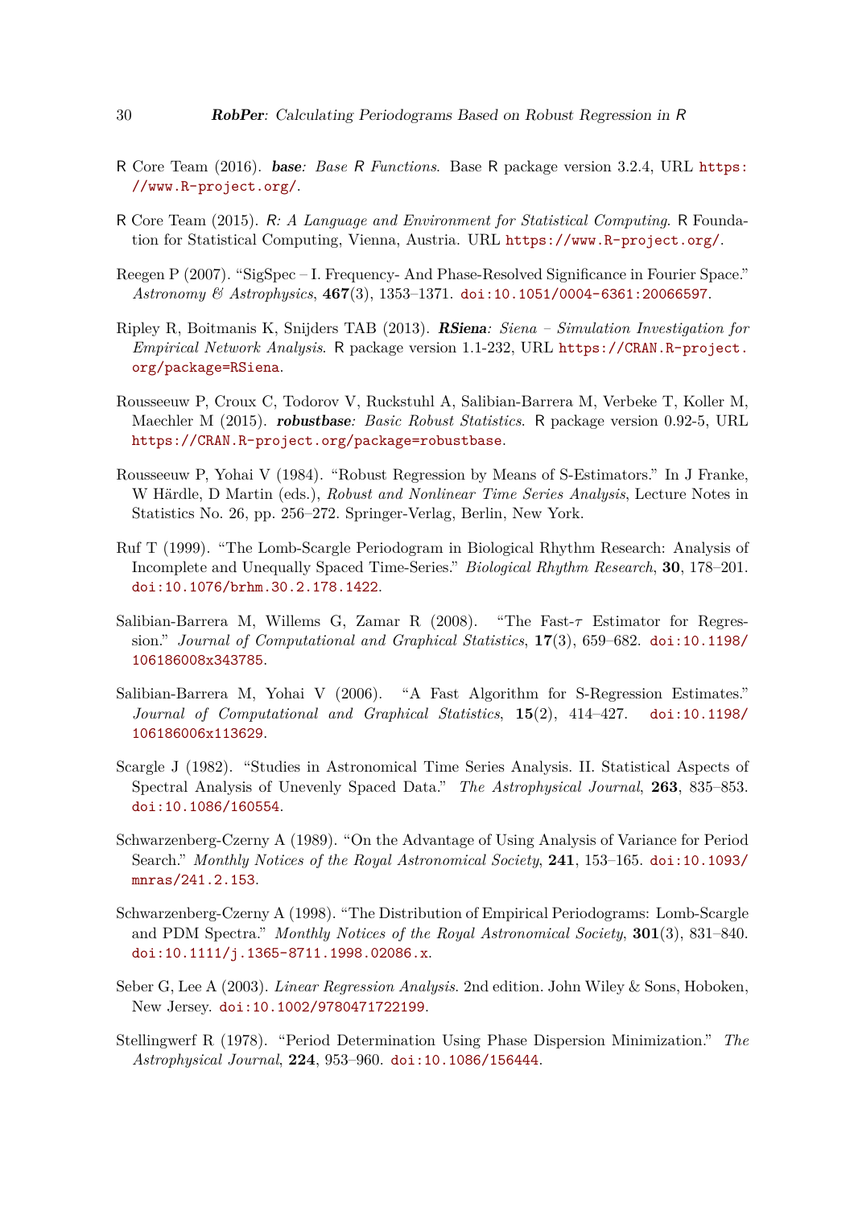R Core Team (2016). ***base**: Base R Functions*. Base R package version 3.2.4, URL https://www.R-project.org/.

R Core Team (2015). *R: A Language and Environment for Statistical Computing*. R Foundation for Statistical Computing, Vienna, Austria. URL https://www.R-project.org/.

Reegen P (2007). "SigSpec – I. Frequency- And Phase-Resolved Significance in Fourier Space." *Astronomy & Astrophysics*, **467**(3), 1353–1371. doi:10.1051/0004-6361:20066597.

Ripley R, Boitmanis K, Snijders TAB (2013). ***RSiena**: Siena – Simulation Investigation for Empirical Network Analysis*. R package version 1.1-232, URL https://CRAN.R-project.org/package=RSiena.

Rousseeuw P, Croux C, Todorov V, Ruckstuhl A, Salibian-Barrera M, Verbeke T, Koller M, Maechler M (2015). ***robustbase**: Basic Robust Statistics*. R package version 0.92-5, URL https://CRAN.R-project.org/package=robustbase.

Rousseeuw P, Yohai V (1984). "Robust Regression by Means of S-Estimators." In J Franke, W Härdle, D Martin (eds.), *Robust and Nonlinear Time Series Analysis*, Lecture Notes in Statistics No. 26, pp. 256–272. Springer-Verlag, Berlin, New York.

Ruf T (1999). "The Lomb-Scargle Periodogram in Biological Rhythm Research: Analysis of Incomplete and Unequally Spaced Time-Series." *Biological Rhythm Research*, **30**, 178–201. doi:10.1076/brhm.30.2.178.1422.

Salibian-Barrera M, Willems G, Zamar R (2008). "The Fast-$\tau$ Estimator for Regression." *Journal of Computational and Graphical Statistics*, **17**(3), 659–682. doi:10.1198/106186008x343785.

Salibian-Barrera M, Yohai V (2006). "A Fast Algorithm for S-Regression Estimates." *Journal of Computational and Graphical Statistics*, **15**(2), 414–427. doi:10.1198/106186006x113629.

Scargle J (1982). "Studies in Astronomical Time Series Analysis. II. Statistical Aspects of Spectral Analysis of Unevenly Spaced Data." *The Astrophysical Journal*, **263**, 835–853. doi:10.1086/160554.

Schwarzenberg-Czerny A (1989). "On the Advantage of Using Analysis of Variance for Period Search." *Monthly Notices of the Royal Astronomical Society*, **241**, 153–165. doi:10.1093/mnras/241.2.153.

Schwarzenberg-Czerny A (1998). "The Distribution of Empirical Periodograms: Lomb-Scargle and PDM Spectra." *Monthly Notices of the Royal Astronomical Society*, **301**(3), 831–840. doi:10.1111/j.1365-8711.1998.02086.x.

Seber G, Lee A (2003). *Linear Regression Analysis*. 2nd edition. John Wiley & Sons, Hoboken, New Jersey. doi:10.1002/9780471722199.

Stellingwerf R (1978). "Period Determination Using Phase Dispersion Minimization." *The Astrophysical Journal*, **224**, 953–960. doi:10.1086/156444.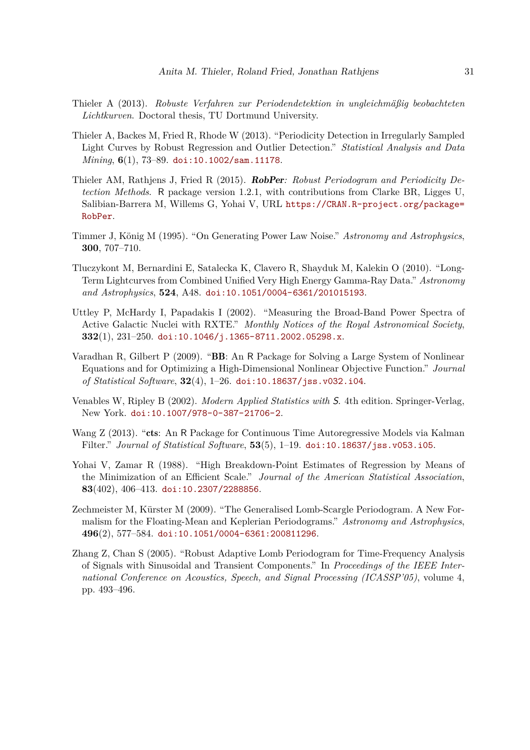Thieler A (2013). *Robuste Verfahren zur Periodendetektion in ungleichmäßig beobachteten Lichtkurven*. Doctoral thesis, TU Dortmund University.

Thieler A, Backes M, Fried R, Rhode W (2013). "Periodicity Detection in Irregularly Sampled Light Curves by Robust Regression and Outlier Detection." *Statistical Analysis and Data Mining*, **6**(1), 73–89. doi:10.1002/sam.11178.

Thieler AM, Rathjens J, Fried R (2015). ***RobPer**: Robust Periodogram and Periodicity Detection Methods*. R package version 1.2.1, with contributions from Clarke BR, Ligges U, Salibian-Barrera M, Willems G, Yohai V, URL https://CRAN.R-project.org/package=RobPer.

Timmer J, König M (1995). "On Generating Power Law Noise." *Astronomy and Astrophysics*, **300**, 707–710.

Tluczykont M, Bernardini E, Satalecka K, Clavero R, Shayduk M, Kalekin O (2010). "Long-Term Lightcurves from Combined Unified Very High Energy Gamma-Ray Data." *Astronomy and Astrophysics*, **524**, A48. doi:10.1051/0004-6361/201015193.

Uttley P, McHardy I, Papadakis I (2002). "Measuring the Broad-Band Power Spectra of Active Galactic Nuclei with RXTE." *Monthly Notices of the Royal Astronomical Society*, **332**(1), 231–250. doi:10.1046/j.1365-8711.2002.05298.x.

Varadhan R, Gilbert P (2009). "**BB**: An R Package for Solving a Large System of Nonlinear Equations and for Optimizing a High-Dimensional Nonlinear Objective Function." *Journal of Statistical Software*, **32**(4), 1–26. doi:10.18637/jss.v032.i04.

Venables W, Ripley B (2002). *Modern Applied Statistics with S*. 4th edition. Springer-Verlag, New York. doi:10.1007/978-0-387-21706-2.

Wang Z (2013). "**cts**: An R Package for Continuous Time Autoregressive Models via Kalman Filter." *Journal of Statistical Software*, **53**(5), 1–19. doi:10.18637/jss.v053.i05.

Yohai V, Zamar R (1988). "High Breakdown-Point Estimates of Regression by Means of the Minimization of an Efficient Scale." *Journal of the American Statistical Association*, **83**(402), 406–413. doi:10.2307/2288856.

Zechmeister M, Kürster M (2009). "The Generalised Lomb-Scargle Periodogram. A New Formalism for the Floating-Mean and Keplerian Periodograms." *Astronomy and Astrophysics*, **496**(2), 577–584. doi:10.1051/0004-6361:200811296.

Zhang Z, Chan S (2005). "Robust Adaptive Lomb Periodogram for Time-Frequency Analysis of Signals with Sinusoidal and Transient Components." In *Proceedings of the IEEE International Conference on Acoustics, Speech, and Signal Processing (ICASSP'05)*, volume 4, pp. 493–496.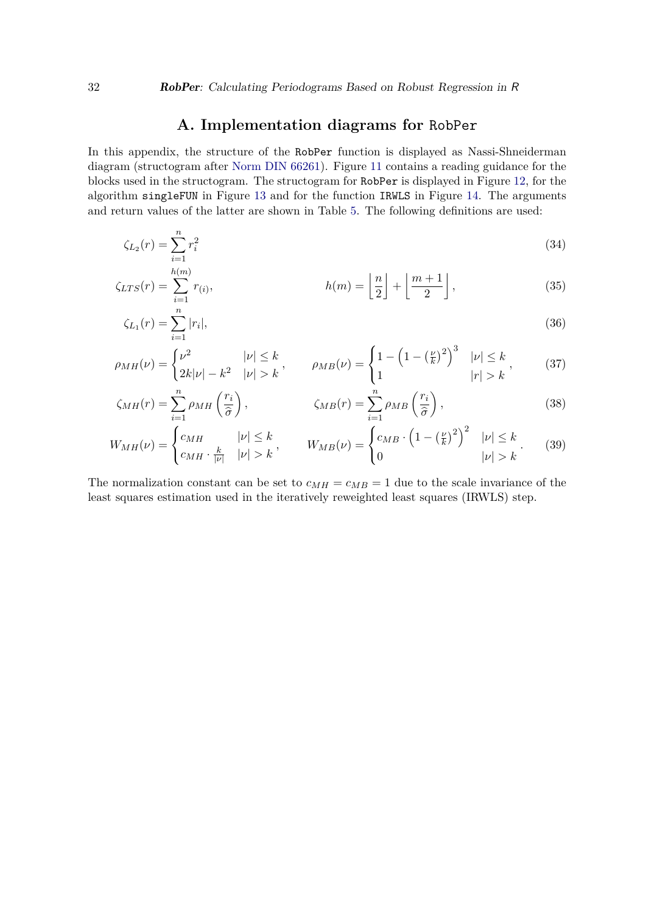# A. Implementation diagrams for RobPer

In this appendix, the structure of the RobPer function is displayed as Nassi-Shneiderman diagram (structogram after Norm DIN 66261). Figure 11 contains a reading guidance for the blocks used in the structogram. The structogram for RobPer is displayed in Figure 12, for the algorithm singleFUN in Figure 13 and for the function IRWLS in Figure 14. The arguments and return values of the latter are shown in Table 5. The following definitions are used:

$$\zeta_{L_2}(r) = \sum_{i=1}^{n} r_i^2 \tag{34}$$

$$\zeta_{LTS}(r) = \sum_{i=1}^{h(m)} r_{(i)}, \qquad h(m) = \left\lfloor \frac{n}{2} \right\rfloor + \left\lfloor \frac{m+1}{2} \right\rfloor, \tag{35}$$

$$\zeta_{L_1}(r) = \sum_{i=1}^{n} |r_i|, \tag{36}$$

$$\rho_{MH}(\nu) = \begin{cases} \nu^2 & |\nu| \le k \\ 2k|\nu| - k^2 & |\nu| > k \end{cases}, \qquad \rho_{MB}(\nu) = \begin{cases} 1 - \left(1 - \left(\frac{\nu}{k}\right)^2\right)^3 & |\nu| \le k \\ 1 & |r| > k \end{cases}, \tag{37}$$

$$\zeta_{MH}(r) = \sum_{i=1}^{n} \rho_{MH}\left(\frac{r_i}{\widehat{\sigma}}\right), \qquad \zeta_{MB}(r) = \sum_{i=1}^{n} \rho_{MB}\left(\frac{r_i}{\widehat{\sigma}}\right), \tag{38}$$

$$W_{MH}(\nu) = \begin{cases} c_{MH} & |\nu| \le k \\ c_{MH} \cdot \frac{k}{|\nu|} & |\nu| > k \end{cases}, \qquad W_{MB}(\nu) = \begin{cases} c_{MB} \cdot \left(1 - \left(\frac{\nu}{k}\right)^2\right)^2 & |\nu| \le k \\ 0 & |\nu| > k \end{cases}. \tag{39}$$

The normalization constant can be set to $c_{MH} = c_{MB} = 1$ due to the scale invariance of the least squares estimation used in the iteratively reweighted least squares (IRWLS) step.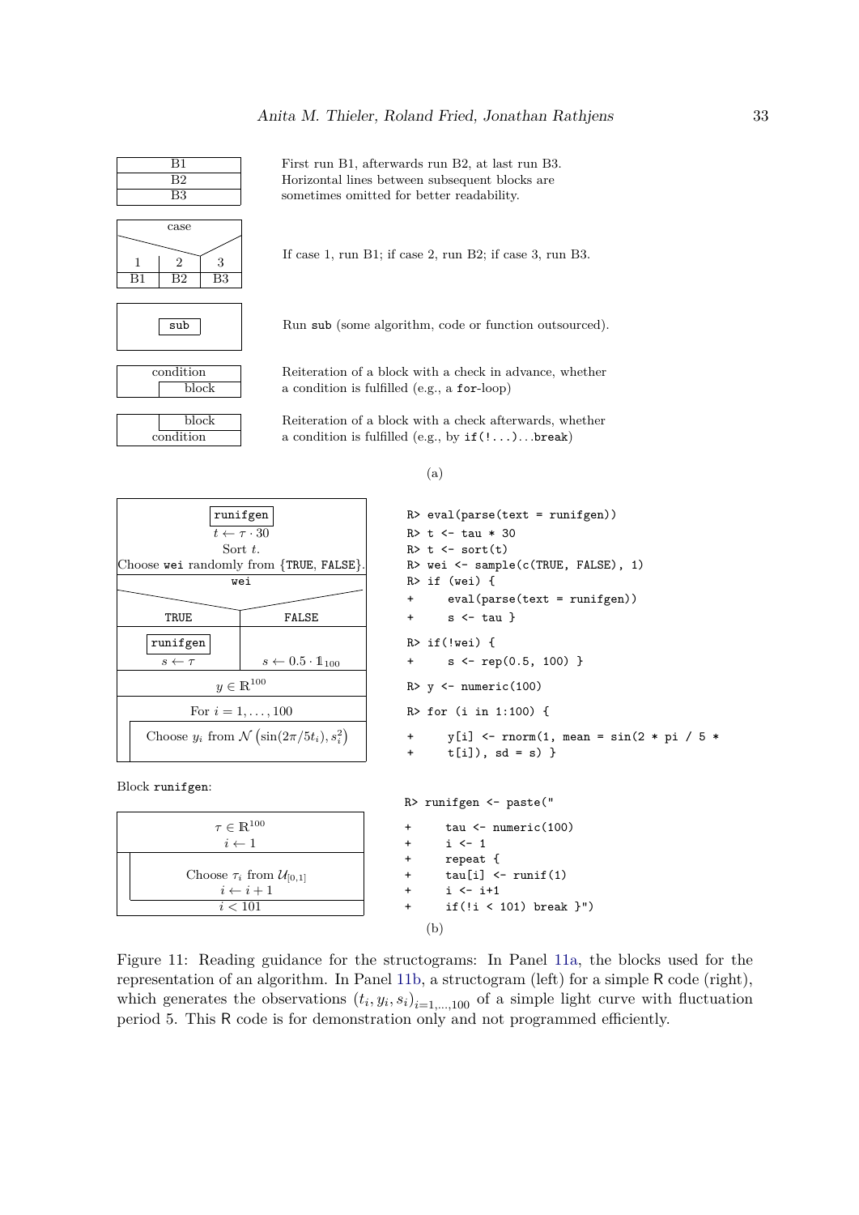| B1 |
|---|
| B2 |
| B3 |

First run B1, afterwards run B2, at last run B3. Horizontal lines between subsequent blocks are sometimes omitted for better readability.

| case | | |
|---|---|---|
| 1 | 2 | 3 |
| B1 | B2 | B3 |

If case 1, run B1; if case 2, run B2; if case 3, run B3.

`sub`

Run `sub` (some algorithm, code or function outsourced).

condition / block

Reiteration of a block with a check in advance, whether a condition is fulfilled (e.g., a `for`-loop)

block / condition

Reiteration of a block with a check afterwards, whether a condition is fulfilled (e.g., by `if(!...)...break`)

(a)

Structogram:

`runifgen`
$t \leftarrow \tau \cdot 30$
Sort $t$.
Choose `wei` randomly from {`TRUE`, `FALSE`}.

`wei`

| `TRUE` | `FALSE` |
|---|---|
| `runifgen` $s \leftarrow \tau$ | $s \leftarrow 0.5 \cdot \mathbb{1}_{100}$ |

$y \in \mathbb{R}^{100}$

For $i = 1, \ldots, 100$
  Choose $y_i$ from $\mathcal{N}\left(\sin(2\pi/5t_i), s_i^2\right)$

```
R> eval(parse(text = runifgen))
R> t <- tau * 30
R> t <- sort(t)
R> wei <- sample(c(TRUE, FALSE), 1)
R> if (wei) {
+     eval(parse(text = runifgen))
+     s <- tau }
R> if(!wei) {
+     s <- rep(0.5, 100) }
R> y <- numeric(100)
R> for (i in 1:100) {
+     y[i] <- rnorm(1, mean = sin(2 * pi / 5 *
+     t[i]), sd = s) }
```

Block `runifgen`:

$\tau \in \mathbb{R}^{100}$
$i \leftarrow 1$
  Choose $\tau_i$ from $\mathcal{U}_{[0,1]}$
  $i \leftarrow i + 1$
$i < 101$

```
R> runifgen <- paste("
+     tau <- numeric(100)
+     i <- 1
+     repeat {
+     tau[i] <- runif(1)
+     i <- i+1
+     if(!i < 101) break }")
```

(b)

Figure 11: Reading guidance for the structograms: In Panel 11a, the blocks used for the representation of an algorithm. In Panel 11b, a structogram (left) for a simple R code (right), which generates the observations $(t_i, y_i, s_i)_{i=1,\ldots,100}$ of a simple light curve with fluctuation period 5. This R code is for demonstration only and not programmed efficiently.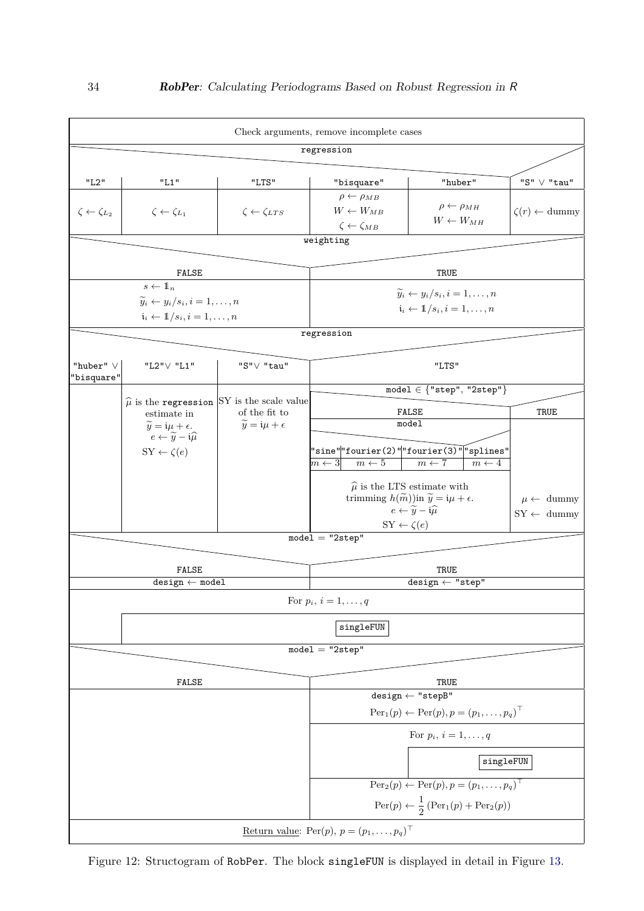Check arguments, remove incomplete cases

**regression**

| "L2" | "L1" | "LTS" | "bisquare" | "huber" | "S" $\vee$ "tau" |
|---|---|---|---|---|---|
| $\zeta \leftarrow \zeta_{L_2}$ | $\zeta \leftarrow \zeta_{L_1}$ | $\zeta \leftarrow \zeta_{LTS}$ | $\rho \leftarrow \rho_{MB}$ <br> $W \leftarrow W_{MB}$ <br> $\zeta \leftarrow \zeta_{MB}$ | $\rho \leftarrow \rho_{MH}$ <br> $W \leftarrow W_{MH}$ | $\zeta(r) \leftarrow$ dummy |

**weighting**

| FALSE | TRUE |
|---|---|
| $s \leftarrow \mathbb{1}_n$ <br> $\widetilde{y}_i \leftarrow y_i/s_i, i = 1, \ldots, n$ <br> $\mathfrak{i}_i \leftarrow \mathbb{1}/s_i, i = 1, \ldots, n$ | $\widetilde{y}_i \leftarrow y_i/s_i, i = 1, \ldots, n$ <br> $\mathfrak{i}_i \leftarrow \mathbb{1}/s_i, i = 1, \ldots, n$ |

**regression**

| "huber" $\vee$ "bisquare" | "L2" $\vee$ "L1" | "S" $\vee$ "tau" | "LTS" |
|---|---|---|---|
| | $\widehat{\mu}$ is the regression estimate in $\widetilde{y} = \mathfrak{i}\mu + \epsilon$. <br> $e \leftarrow \widetilde{y} - \mathfrak{i}\widehat{\mu}$ <br> $\mathrm{SY} \leftarrow \zeta(e)$ | SY is the scale value of the fit to $\widetilde{y} = \mathfrak{i}\mu + \epsilon$ | model $\in$ {"step", "2step"} (see below) |

"LTS" — model $\in$ {"step", "2step"}:

- FALSE: **model**

| "sine" | "fourier(2)" | "fourier(3)" | "splines" |
|---|---|---|---|
| $m \leftarrow 3$ | $m \leftarrow 5$ | $m \leftarrow 7$ | $m \leftarrow 4$ |

  $\widehat{\mu}$ is the LTS estimate with trimming $h(\widetilde{m})$)in $\widetilde{y} = \mathfrak{i}\mu + \epsilon$. <br> $e \leftarrow \widetilde{y} - \mathfrak{i}\widehat{\mu}$ <br> $\mathrm{SY} \leftarrow \zeta(e)$

- TRUE: $\mu \leftarrow$ dummy <br> $\mathrm{SY} \leftarrow$ dummy

**model = "2step"**

| FALSE | TRUE |
|---|---|
| design $\leftarrow$ model | design $\leftarrow$ "step" |

For $p_i$, $i = 1, \ldots, q$

- singleFUN

**model = "2step"**

| FALSE | TRUE |
|---|---|
| | design $\leftarrow$ "stepB" <br> $\mathrm{Per}_1(p) \leftarrow \mathrm{Per}(p), p = (p_1, \ldots, p_q)^\top$ <br> For $p_i$, $i = 1, \ldots, q$: singleFUN <br> $\mathrm{Per}_2(p) \leftarrow \mathrm{Per}(p), p = (p_1, \ldots, p_q)^\top$ <br> $\mathrm{Per}(p) \leftarrow \frac{1}{2}\left(\mathrm{Per}_1(p) + \mathrm{Per}_2(p)\right)$ |

Return value: $\mathrm{Per}(p)$, $p = (p_1, \ldots, p_q)^\top$

Figure 12: Structogram of RobPer. The block singleFUN is displayed in detail in Figure 13.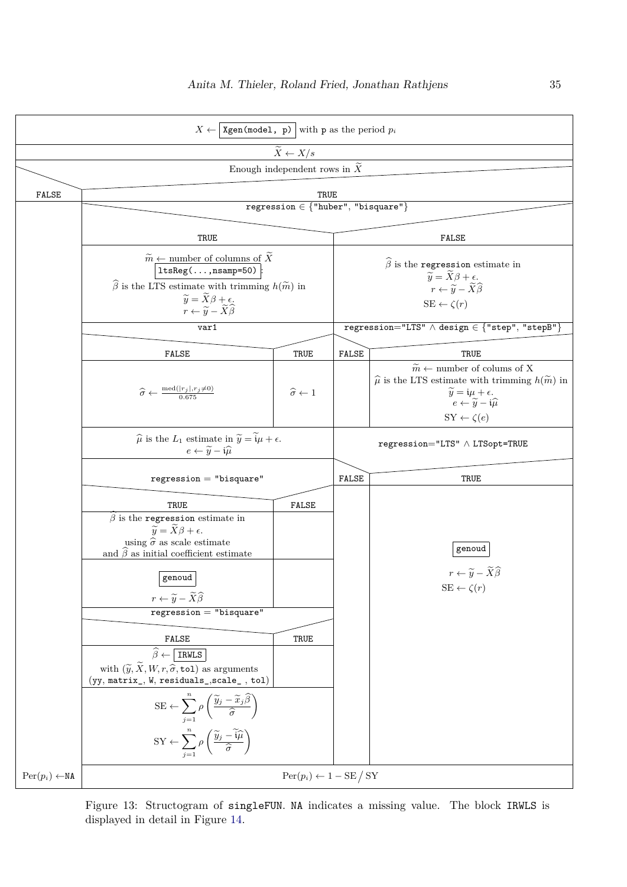$X \leftarrow$ `Xgen(model, p)` with `p` as the period $p_i$

$\widetilde{X} \leftarrow X/s$

**Enough independent rows in $\widetilde{X}$**

- **FALSE:**
  - $\text{Per}(p_i) \leftarrow$ `NA`
- **TRUE:**
  - **regression $\in$ {"huber", "bisquare"}**
    - **TRUE:**
      - $\widetilde{m} \leftarrow$ number of columns of $\widetilde{X}$
      - `ltsReg(...,nsamp=50)`:
        $\widehat{\beta}$ is the LTS estimate with trimming $h(\widetilde{m})$ in $\widetilde{y} = \widetilde{X}\beta + \epsilon$.
        $r \leftarrow \widetilde{y} - \widetilde{X}\widehat{\beta}$
      - **var1**
        - **FALSE:** $\widehat{\sigma} \leftarrow \frac{\text{med}(|r_j|, r_j \neq 0)}{0.675}$
        - **TRUE:** $\widehat{\sigma} \leftarrow 1$
      - $\widehat{\mu}$ is the $L_1$ estimate in $\widetilde{y} = \widetilde{\mathfrak{i}}\mu + \epsilon$.
        $e \leftarrow \widetilde{y} - \mathfrak{i}\widehat{\mu}$
      - **regression = "bisquare"**
        - **TRUE:**
          - $\widehat{\beta}$ is the `regression` estimate in $\widetilde{y} = \widetilde{X}\beta + \epsilon$.
            using $\widehat{\sigma}$ as scale estimate
            and $\widehat{\beta}$ as initial coefficient estimate
          - `genoud`
            $r \leftarrow \widetilde{y} - \widetilde{X}\widehat{\beta}$
        - **FALSE:** (nothing)
      - **regression = "bisquare"**
        - **FALSE:**
          - $\widehat{\beta} \leftarrow$ `IRWLS`
            with $(\widetilde{y}, \widetilde{X}, W, r, \widehat{\sigma}, \texttt{tol})$ as arguments
            (`yy`, `matrix_`, `W`, `residuals_`, `scale_` , `tol`)
        - **TRUE:** (nothing)
      - $$\text{SE} \leftarrow \sum_{j=1}^{n} \rho\left(\frac{\widetilde{y}_j - \widetilde{x}_j\widehat{\beta}}{\widehat{\sigma}}\right)$$
        $$\text{SY} \leftarrow \sum_{j=1}^{n} \rho\left(\frac{\widetilde{y}_j - \widetilde{\mathfrak{i}}\widehat{\mu}}{\widehat{\sigma}}\right)$$
    - **FALSE:**
      - $\widehat{\beta}$ is the `regression` estimate in $\widetilde{y} = \widetilde{X}\beta + \epsilon$.
        $r \leftarrow \widetilde{y} - \widetilde{X}\widehat{\beta}$
        $\text{SE} \leftarrow \zeta(r)$
      - **regression="LTS" $\wedge$ design $\in$ {"step", "stepB"}**
        - **FALSE:** (nothing)
        - **TRUE:**
          - $\widetilde{m} \leftarrow$ number of colums of X
          - $\widehat{\mu}$ is the LTS estimate with trimming $h(\widetilde{m})$ in $\widetilde{y} = \mathfrak{i}\mu + \epsilon$.
            $e \leftarrow \widetilde{y} - \mathfrak{i}\widehat{\mu}$
            $\text{SY} \leftarrow \zeta(e)$
      - **regression="LTS" $\wedge$ LTSopt=TRUE**
        - **FALSE:** (nothing)
        - **TRUE:**
          - `genoud`
          - $r \leftarrow \widetilde{y} - \widetilde{X}\widehat{\beta}$
            $\text{SE} \leftarrow \zeta(r)$
  - $\text{Per}(p_i) \leftarrow 1 - \text{SE} / \text{SY}$

Figure 13: Structogram of `singleFUN`. `NA` indicates a missing value. The block `IRWLS` is displayed in detail in Figure 14.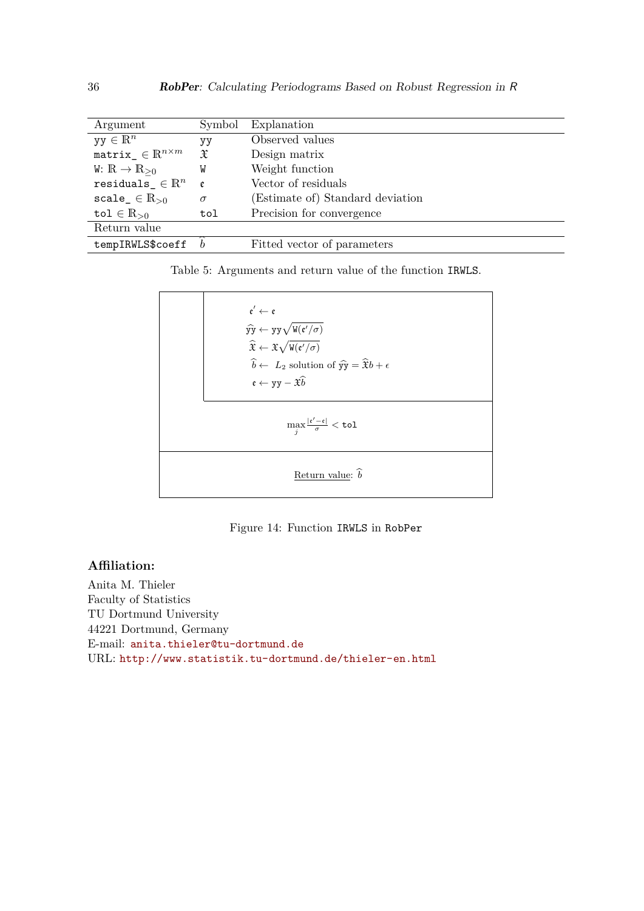| Argument | Symbol | Explanation |
|---|---|---|
| `yy` $\in \mathbb{R}^n$ | `yy` | Observed values |
| `matrix_` $\in \mathbb{R}^{n \times m}$ | $\mathfrak{X}$ | Design matrix |
| `W`: $\mathbb{R} \to \mathbb{R}_{\geq 0}$ | `W` | Weight function |
| `residuals_` $\in \mathbb{R}^n$ | $\mathfrak{e}$ | Vector of residuals |
| `scale_` $\in \mathbb{R}_{>0}$ | $\sigma$ | (Estimate of) Standard deviation |
| `tol` $\in \mathbb{R}_{>0}$ | `tol` | Precision for convergence |
| Return value | | |
| `tempIRWLS$coeff` | $\widehat{b}$ | Fitted vector of parameters |

Table 5: Arguments and return value of the function `IRWLS`.

$$\mathfrak{e}' \leftarrow \mathfrak{e}$$

$$\widehat{\mathtt{yy}} \leftarrow \mathtt{yy}\sqrt{\mathtt{W}(\mathfrak{e}'/\sigma)}$$

$$\widehat{\mathfrak{X}} \leftarrow \mathfrak{X}\sqrt{\mathtt{W}(\mathfrak{e}'/\sigma)}$$

$$\widehat{b} \leftarrow \ L_2 \text{ solution of } \widehat{\mathtt{yy}} = \widehat{\mathfrak{X}}b + \epsilon$$

$$\mathfrak{e} \leftarrow \mathtt{yy} - \mathfrak{X}\widehat{b}$$

$$\max_j \frac{|\mathfrak{e}' - \mathfrak{e}|}{\sigma} < \mathtt{tol}$$

Return value: $\widehat{b}$

Figure 14: Function `IRWLS` in `RobPer`

## Affiliation:

Anita M. Thieler
Faculty of Statistics
TU Dortmund University
44221 Dortmund, Germany
E-mail: anita.thieler@tu-dortmund.de
URL: http://www.statistik.tu-dortmund.de/thieler-en.html